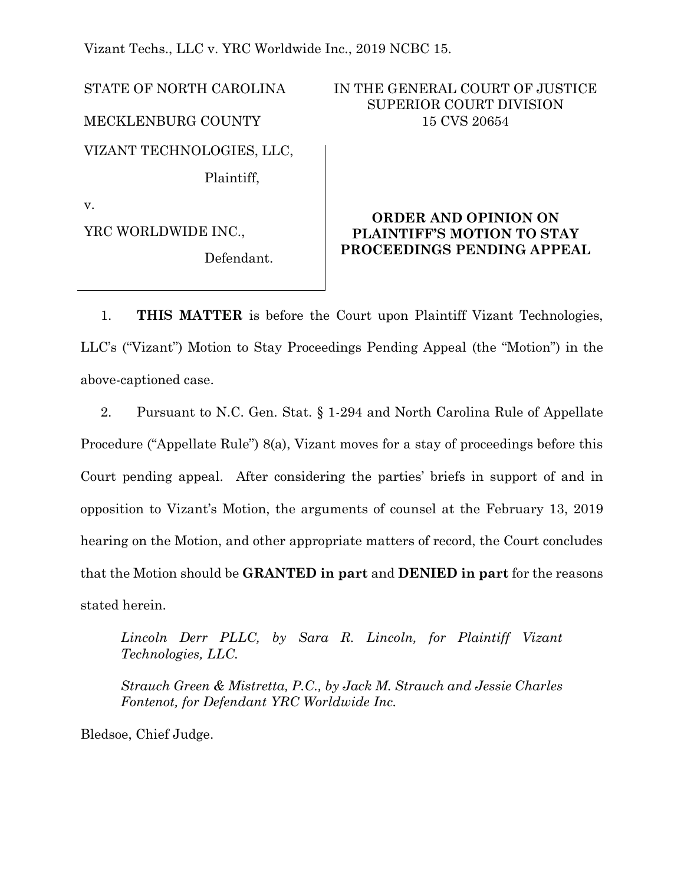Vizant Techs., LLC v. YRC Worldwide Inc., 2019 NCBC 15.

STATE OF NORTH CAROLINA

MECKLENBURG COUNTY

IN THE GENERAL COURT OF JUSTICE
SUPERIOR COURT DIVISION
15 CVS 20654

VIZANT TECHNOLOGIES, LLC,

Plaintiff,

v.

YRC WORLDWIDE INC.,

Defendant.

**ORDER AND OPINION ON PLAINTIFF'S MOTION TO STAY PROCEEDINGS PENDING APPEAL**

1. **THIS MATTER** is before the Court upon Plaintiff Vizant Technologies, LLC's ("Vizant") Motion to Stay Proceedings Pending Appeal (the "Motion") in the above-captioned case.

2. Pursuant to N.C. Gen. Stat. § 1-294 and North Carolina Rule of Appellate Procedure ("Appellate Rule") 8(a), Vizant moves for a stay of proceedings before this Court pending appeal. After considering the parties' briefs in support of and in opposition to Vizant's Motion, the arguments of counsel at the February 13, 2019 hearing on the Motion, and other appropriate matters of record, the Court concludes that the Motion should be **GRANTED in part** and **DENIED in part** for the reasons stated herein.

*Lincoln Derr PLLC, by Sara R. Lincoln, for Plaintiff Vizant Technologies, LLC.*

*Strauch Green & Mistretta, P.C., by Jack M. Strauch and Jessie Charles Fontenot, for Defendant YRC Worldwide Inc.*

Bledsoe, Chief Judge.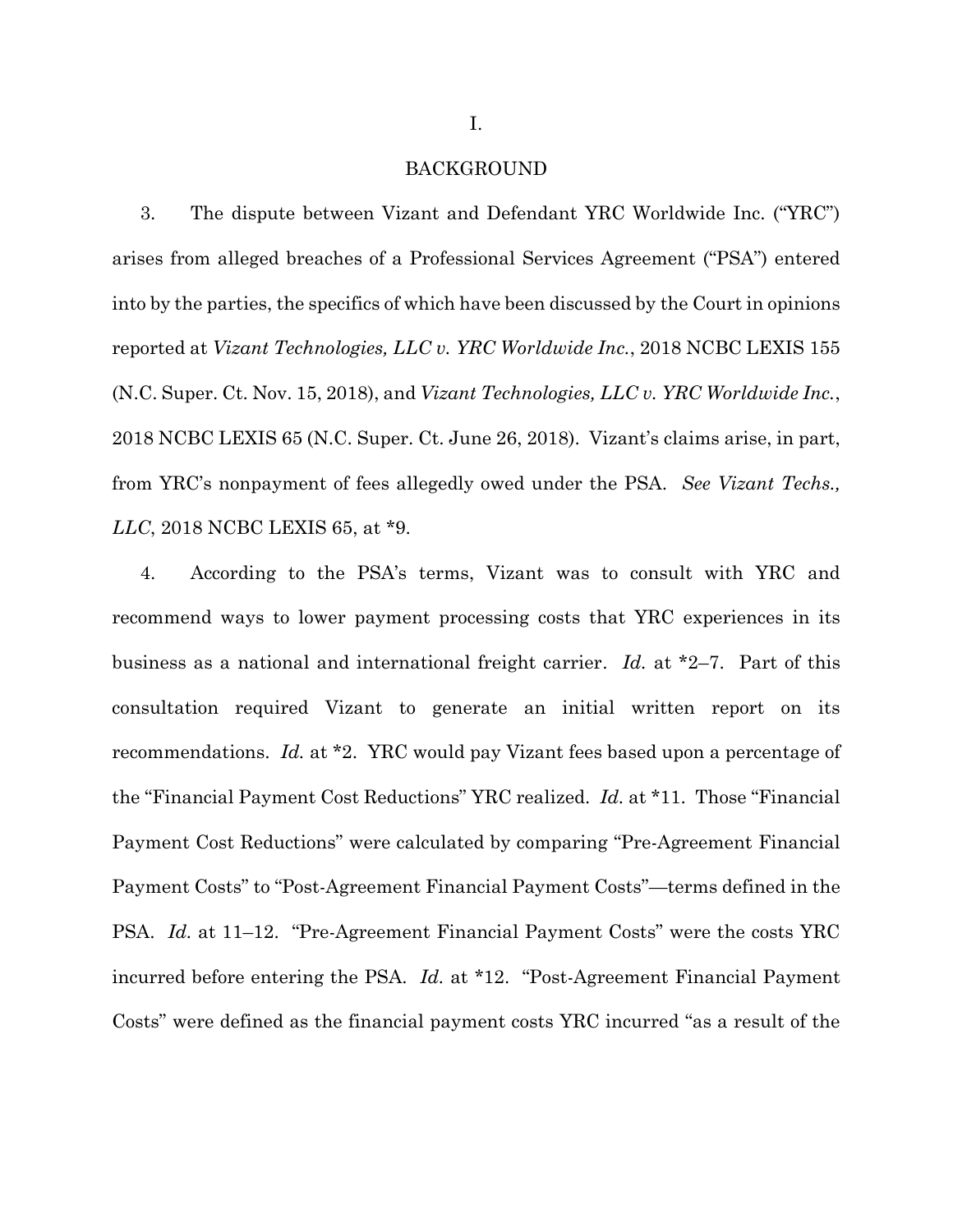# I.

# BACKGROUND

3. The dispute between Vizant and Defendant YRC Worldwide Inc. ("YRC") arises from alleged breaches of a Professional Services Agreement ("PSA") entered into by the parties, the specifics of which have been discussed by the Court in opinions reported at *Vizant Technologies, LLC v. YRC Worldwide Inc.*, 2018 NCBC LEXIS 155 (N.C. Super. Ct. Nov. 15, 2018), and *Vizant Technologies, LLC v. YRC Worldwide Inc.*, 2018 NCBC LEXIS 65 (N.C. Super. Ct. June 26, 2018). Vizant's claims arise, in part, from YRC's nonpayment of fees allegedly owed under the PSA. *See Vizant Techs., LLC*, 2018 NCBC LEXIS 65, at *9.

4. According to the PSA's terms, Vizant was to consult with YRC and recommend ways to lower payment processing costs that YRC experiences in its business as a national and international freight carrier. *Id.* at *2–7. Part of this consultation required Vizant to generate an initial written report on its recommendations. *Id.* at *2. YRC would pay Vizant fees based upon a percentage of the "Financial Payment Cost Reductions" YRC realized. *Id.* at *11. Those "Financial Payment Cost Reductions" were calculated by comparing "Pre-Agreement Financial Payment Costs" to "Post-Agreement Financial Payment Costs"—terms defined in the PSA. *Id.* at 11–12. "Pre-Agreement Financial Payment Costs" were the costs YRC incurred before entering the PSA. *Id.* at *12. "Post-Agreement Financial Payment Costs" were defined as the financial payment costs YRC incurred "as a result of the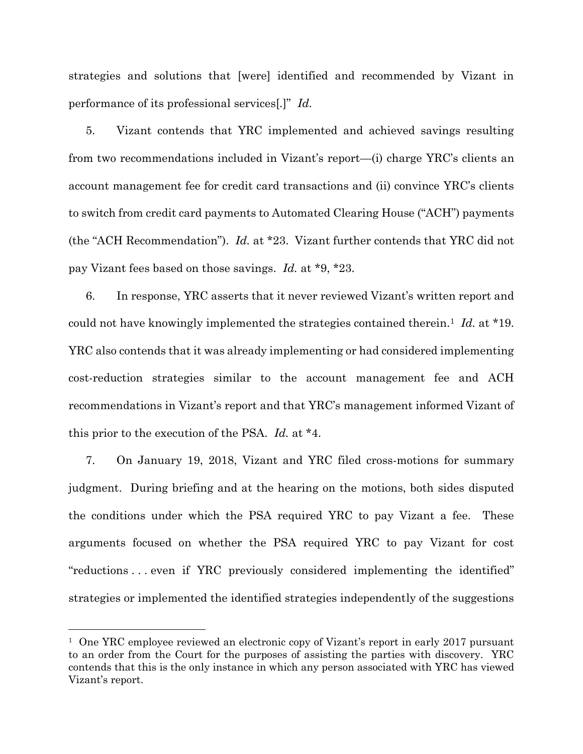strategies and solutions that [were] identified and recommended by Vizant in performance of its professional services[.]" *Id.*

5. Vizant contends that YRC implemented and achieved savings resulting from two recommendations included in Vizant's report—(i) charge YRC's clients an account management fee for credit card transactions and (ii) convince YRC's clients to switch from credit card payments to Automated Clearing House ("ACH") payments (the "ACH Recommendation"). *Id.* at *23. Vizant further contends that YRC did not pay Vizant fees based on those savings. *Id.* at *9, *23.

6. In response, YRC asserts that it never reviewed Vizant's written report and could not have knowingly implemented the strategies contained therein.[1] *Id.* at *19. YRC also contends that it was already implementing or had considered implementing cost-reduction strategies similar to the account management fee and ACH recommendations in Vizant's report and that YRC's management informed Vizant of this prior to the execution of the PSA. *Id.* at *4.

7. On January 19, 2018, Vizant and YRC filed cross-motions for summary judgment. During briefing and at the hearing on the motions, both sides disputed the conditions under which the PSA required YRC to pay Vizant a fee. These arguments focused on whether the PSA required YRC to pay Vizant for cost "reductions . . . even if YRC previously considered implementing the identified" strategies or implemented the identified strategies independently of the suggestions

---

[1] One YRC employee reviewed an electronic copy of Vizant's report in early 2017 pursuant to an order from the Court for the purposes of assisting the parties with discovery. YRC contends that this is the only instance in which any person associated with YRC has viewed Vizant's report.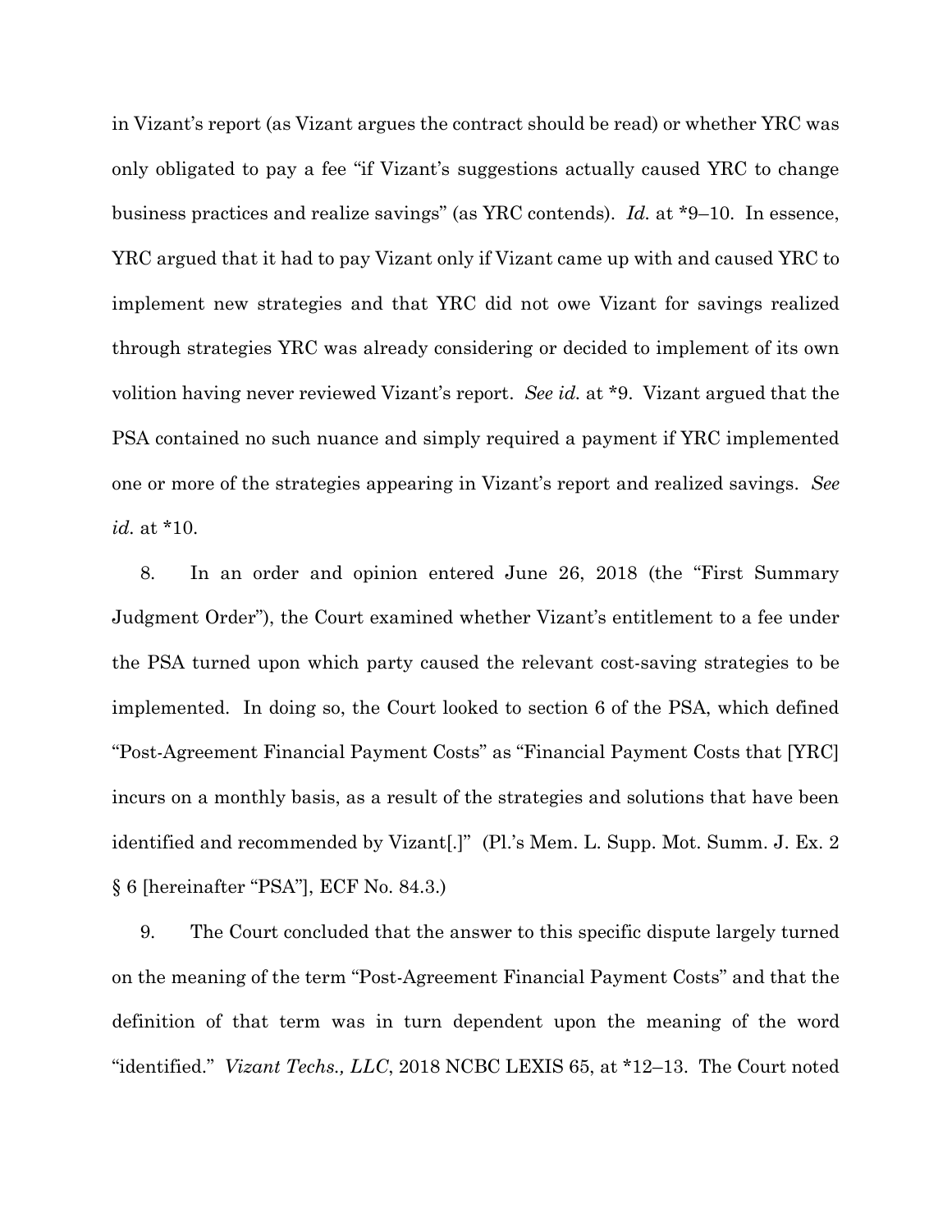in Vizant's report (as Vizant argues the contract should be read) or whether YRC was only obligated to pay a fee "if Vizant's suggestions actually caused YRC to change business practices and realize savings" (as YRC contends). *Id.* at *9–10. In essence, YRC argued that it had to pay Vizant only if Vizant came up with and caused YRC to implement new strategies and that YRC did not owe Vizant for savings realized through strategies YRC was already considering or decided to implement of its own volition having never reviewed Vizant's report. *See id.* at *9. Vizant argued that the PSA contained no such nuance and simply required a payment if YRC implemented one or more of the strategies appearing in Vizant's report and realized savings. *See id.* at *10.

8. In an order and opinion entered June 26, 2018 (the "First Summary Judgment Order"), the Court examined whether Vizant's entitlement to a fee under the PSA turned upon which party caused the relevant cost-saving strategies to be implemented. In doing so, the Court looked to section 6 of the PSA, which defined "Post-Agreement Financial Payment Costs" as "Financial Payment Costs that [YRC] incurs on a monthly basis, as a result of the strategies and solutions that have been identified and recommended by Vizant[.]" (Pl.'s Mem. L. Supp. Mot. Summ. J. Ex. 2 § 6 [hereinafter "PSA"], ECF No. 84.3.)

9. The Court concluded that the answer to this specific dispute largely turned on the meaning of the term "Post-Agreement Financial Payment Costs" and that the definition of that term was in turn dependent upon the meaning of the word "identified." *Vizant Techs., LLC*, 2018 NCBC LEXIS 65, at *12–13. The Court noted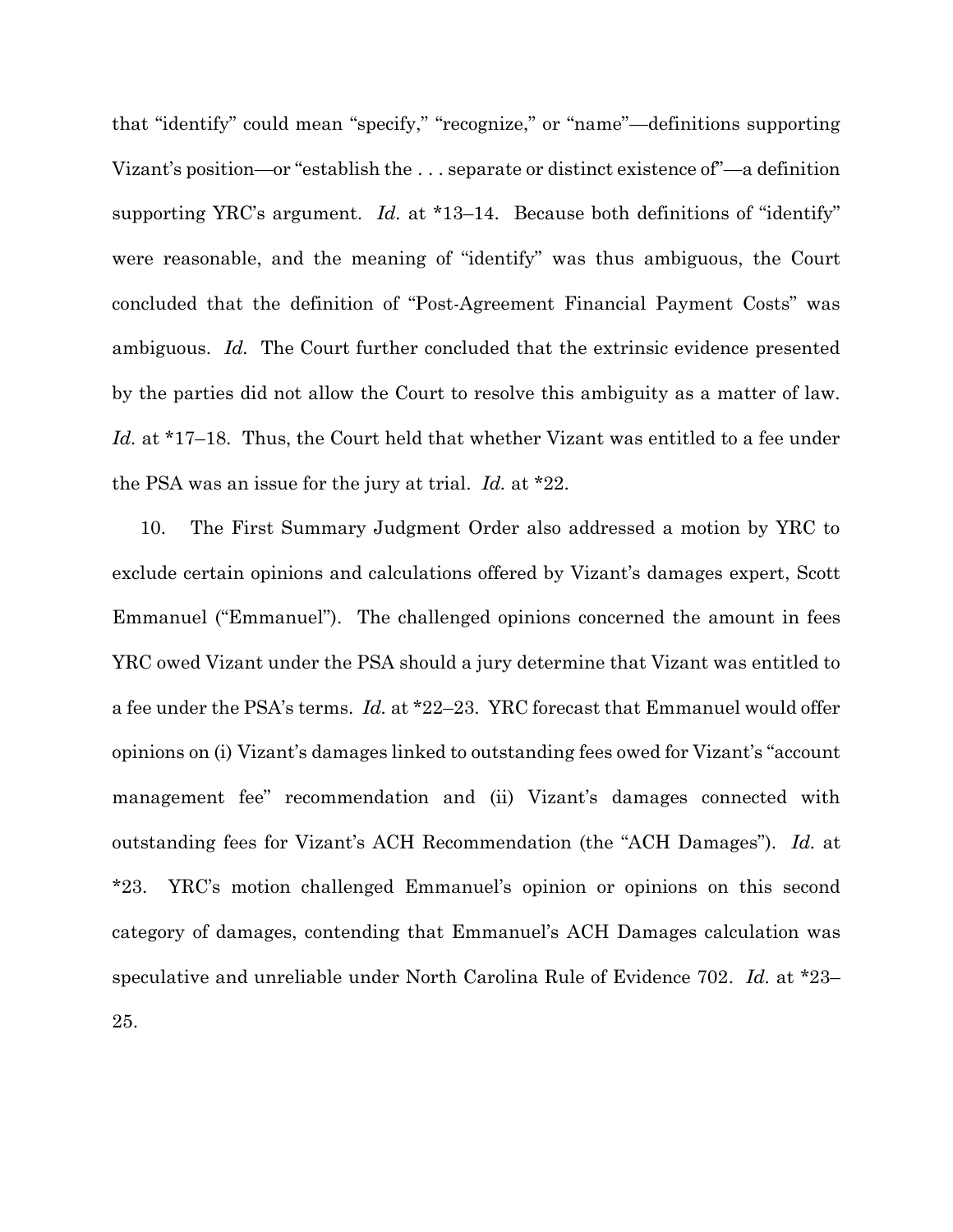that "identify" could mean "specify," "recognize," or "name"—definitions supporting Vizant's position—or "establish the . . . separate or distinct existence of"—a definition supporting YRC's argument. *Id.* at *13–14. Because both definitions of "identify" were reasonable, and the meaning of "identify" was thus ambiguous, the Court concluded that the definition of "Post-Agreement Financial Payment Costs" was ambiguous. *Id.* The Court further concluded that the extrinsic evidence presented by the parties did not allow the Court to resolve this ambiguity as a matter of law. *Id.* at *17–18. Thus, the Court held that whether Vizant was entitled to a fee under the PSA was an issue for the jury at trial. *Id.* at *22.

10. The First Summary Judgment Order also addressed a motion by YRC to exclude certain opinions and calculations offered by Vizant's damages expert, Scott Emmanuel ("Emmanuel"). The challenged opinions concerned the amount in fees YRC owed Vizant under the PSA should a jury determine that Vizant was entitled to a fee under the PSA's terms. *Id.* at *22–23. YRC forecast that Emmanuel would offer opinions on (i) Vizant's damages linked to outstanding fees owed for Vizant's "account management fee" recommendation and (ii) Vizant's damages connected with outstanding fees for Vizant's ACH Recommendation (the "ACH Damages"). *Id.* at *23. YRC's motion challenged Emmanuel's opinion or opinions on this second category of damages, contending that Emmanuel's ACH Damages calculation was speculative and unreliable under North Carolina Rule of Evidence 702. *Id.* at *23–25.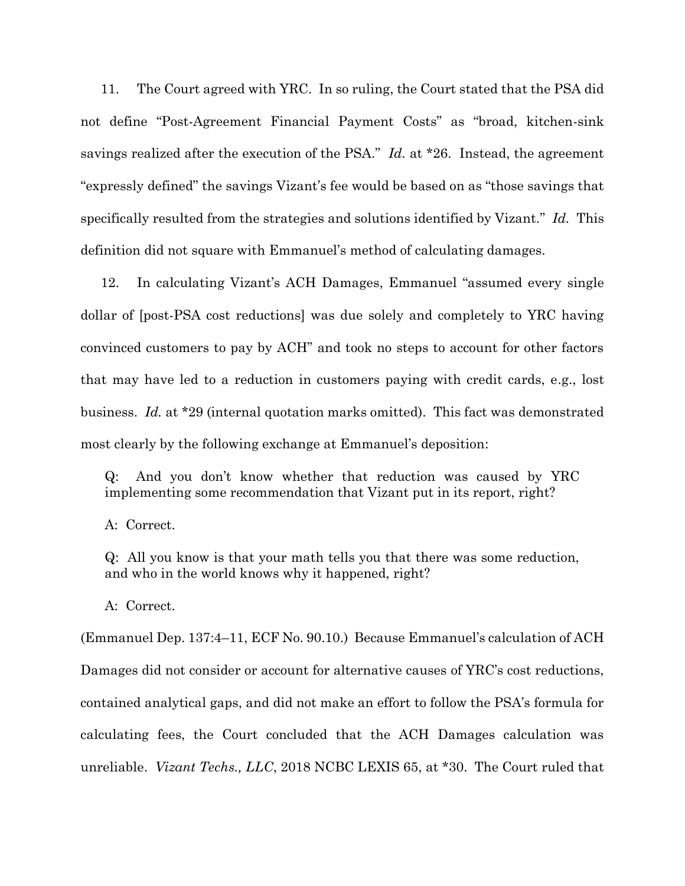11. The Court agreed with YRC. In so ruling, the Court stated that the PSA did not define "Post-Agreement Financial Payment Costs" as "broad, kitchen-sink savings realized after the execution of the PSA." *Id.* at *26. Instead, the agreement "expressly defined" the savings Vizant's fee would be based on as "those savings that specifically resulted from the strategies and solutions identified by Vizant." *Id.* This definition did not square with Emmanuel's method of calculating damages.

12. In calculating Vizant's ACH Damages, Emmanuel "assumed every single dollar of [post-PSA cost reductions] was due solely and completely to YRC having convinced customers to pay by ACH" and took no steps to account for other factors that may have led to a reduction in customers paying with credit cards, e.g., lost business. *Id.* at *29 (internal quotation marks omitted). This fact was demonstrated most clearly by the following exchange at Emmanuel's deposition:

> Q: And you don't know whether that reduction was caused by YRC implementing some recommendation that Vizant put in its report, right?
>
> A: Correct.
>
> Q: All you know is that your math tells you that there was some reduction, and who in the world knows why it happened, right?
>
> A: Correct.

(Emmanuel Dep. 137:4–11, ECF No. 90.10.) Because Emmanuel's calculation of ACH Damages did not consider or account for alternative causes of YRC's cost reductions, contained analytical gaps, and did not make an effort to follow the PSA's formula for calculating fees, the Court concluded that the ACH Damages calculation was unreliable. *Vizant Techs., LLC*, 2018 NCBC LEXIS 65, at *30. The Court ruled that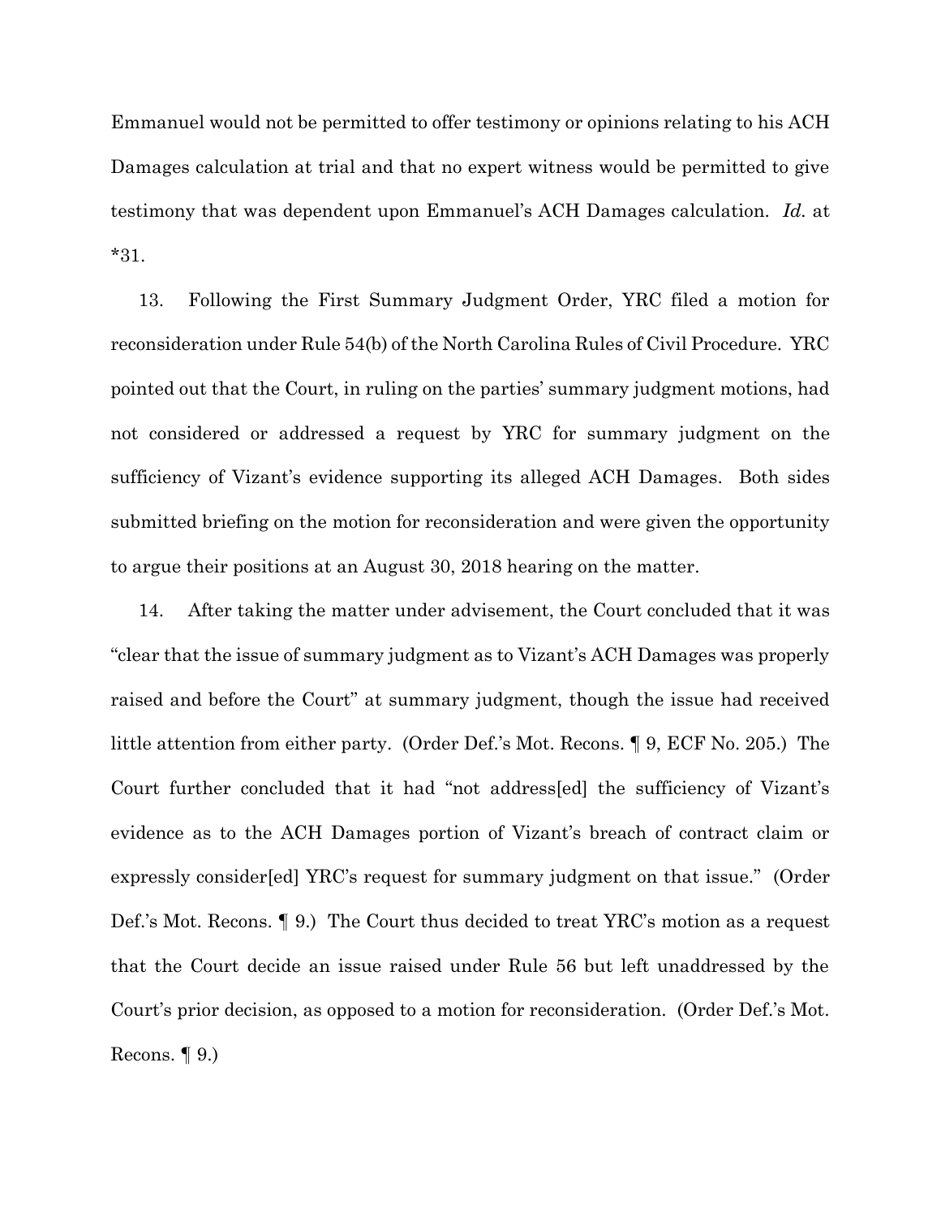Emmanuel would not be permitted to offer testimony or opinions relating to his ACH Damages calculation at trial and that no expert witness would be permitted to give testimony that was dependent upon Emmanuel's ACH Damages calculation. *Id.* at *31.

13. Following the First Summary Judgment Order, YRC filed a motion for reconsideration under Rule 54(b) of the North Carolina Rules of Civil Procedure. YRC pointed out that the Court, in ruling on the parties' summary judgment motions, had not considered or addressed a request by YRC for summary judgment on the sufficiency of Vizant's evidence supporting its alleged ACH Damages. Both sides submitted briefing on the motion for reconsideration and were given the opportunity to argue their positions at an August 30, 2018 hearing on the matter.

14. After taking the matter under advisement, the Court concluded that it was "clear that the issue of summary judgment as to Vizant's ACH Damages was properly raised and before the Court" at summary judgment, though the issue had received little attention from either party. (Order Def.'s Mot. Recons. ¶ 9, ECF No. 205.) The Court further concluded that it had "not address[ed] the sufficiency of Vizant's evidence as to the ACH Damages portion of Vizant's breach of contract claim or expressly consider[ed] YRC's request for summary judgment on that issue." (Order Def.'s Mot. Recons. ¶ 9.) The Court thus decided to treat YRC's motion as a request that the Court decide an issue raised under Rule 56 but left unaddressed by the Court's prior decision, as opposed to a motion for reconsideration. (Order Def.'s Mot. Recons. ¶ 9.)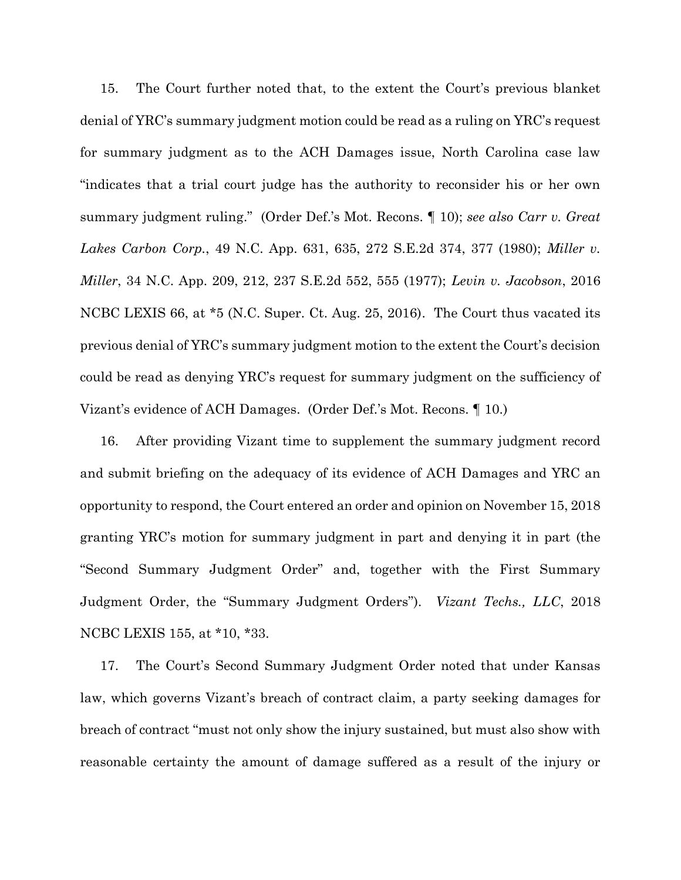15. The Court further noted that, to the extent the Court's previous blanket denial of YRC's summary judgment motion could be read as a ruling on YRC's request for summary judgment as to the ACH Damages issue, North Carolina case law "indicates that a trial court judge has the authority to reconsider his or her own summary judgment ruling." (Order Def.'s Mot. Recons. ¶ 10); *see also Carr v. Great Lakes Carbon Corp.*, 49 N.C. App. 631, 635, 272 S.E.2d 374, 377 (1980); *Miller v. Miller*, 34 N.C. App. 209, 212, 237 S.E.2d 552, 555 (1977); *Levin v. Jacobson*, 2016 NCBC LEXIS 66, at *5 (N.C. Super. Ct. Aug. 25, 2016). The Court thus vacated its previous denial of YRC's summary judgment motion to the extent the Court's decision could be read as denying YRC's request for summary judgment on the sufficiency of Vizant's evidence of ACH Damages. (Order Def.'s Mot. Recons. ¶ 10.)

16. After providing Vizant time to supplement the summary judgment record and submit briefing on the adequacy of its evidence of ACH Damages and YRC an opportunity to respond, the Court entered an order and opinion on November 15, 2018 granting YRC's motion for summary judgment in part and denying it in part (the "Second Summary Judgment Order" and, together with the First Summary Judgment Order, the "Summary Judgment Orders"). *Vizant Techs., LLC*, 2018 NCBC LEXIS 155, at *10, *33.

17. The Court's Second Summary Judgment Order noted that under Kansas law, which governs Vizant's breach of contract claim, a party seeking damages for breach of contract "must not only show the injury sustained, but must also show with reasonable certainty the amount of damage suffered as a result of the injury or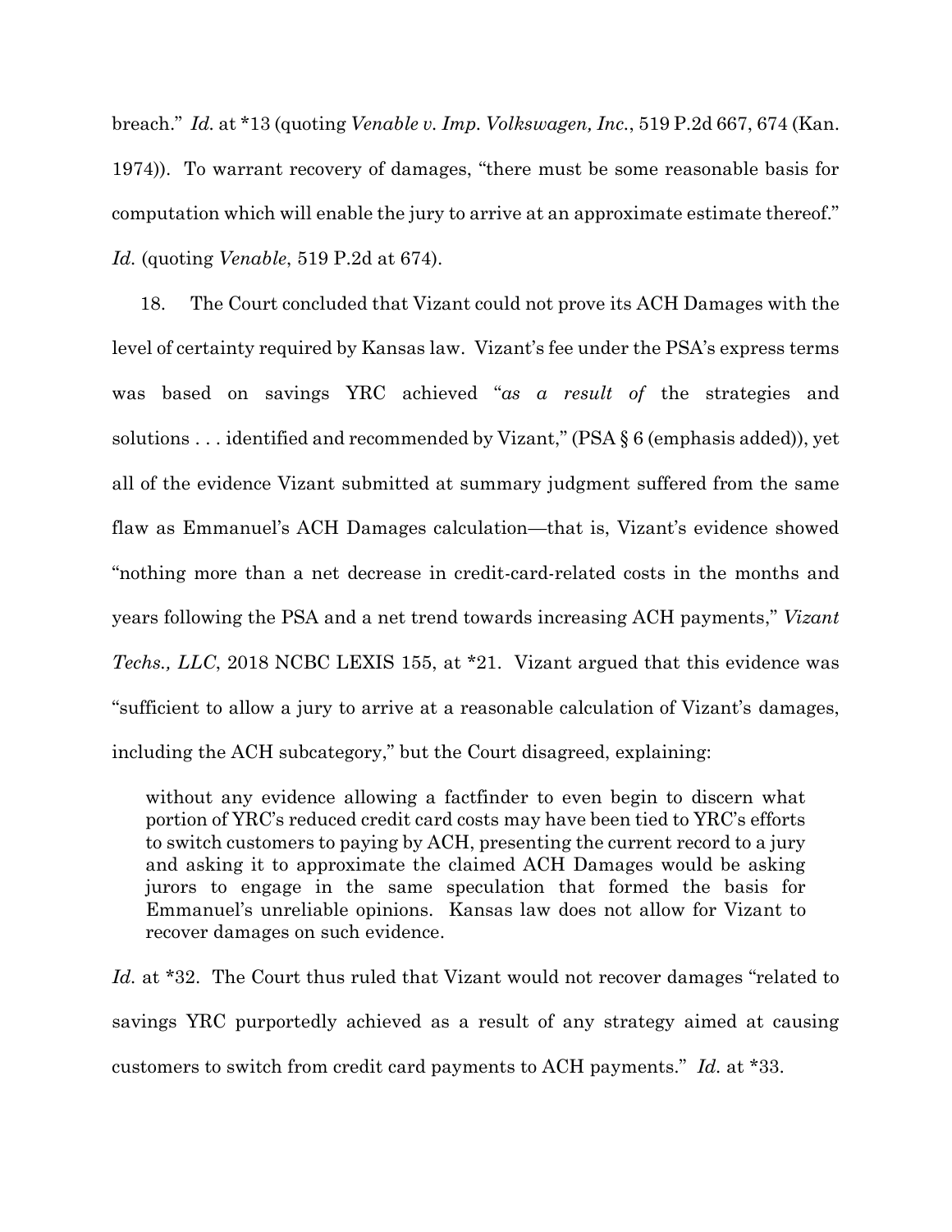breach." *Id.* at *13 (quoting *Venable v. Imp. Volkswagen, Inc.*, 519 P.2d 667, 674 (Kan. 1974)). To warrant recovery of damages, "there must be some reasonable basis for computation which will enable the jury to arrive at an approximate estimate thereof." *Id.* (quoting *Venable*, 519 P.2d at 674).

18. The Court concluded that Vizant could not prove its ACH Damages with the level of certainty required by Kansas law. Vizant's fee under the PSA's express terms was based on savings YRC achieved "*as a result of* the strategies and solutions . . . identified and recommended by Vizant," (PSA § 6 (emphasis added)), yet all of the evidence Vizant submitted at summary judgment suffered from the same flaw as Emmanuel's ACH Damages calculation—that is, Vizant's evidence showed "nothing more than a net decrease in credit-card-related costs in the months and years following the PSA and a net trend towards increasing ACH payments," *Vizant Techs., LLC*, 2018 NCBC LEXIS 155, at *21. Vizant argued that this evidence was "sufficient to allow a jury to arrive at a reasonable calculation of Vizant's damages, including the ACH subcategory," but the Court disagreed, explaining:

> without any evidence allowing a factfinder to even begin to discern what portion of YRC's reduced credit card costs may have been tied to YRC's efforts to switch customers to paying by ACH, presenting the current record to a jury and asking it to approximate the claimed ACH Damages would be asking jurors to engage in the same speculation that formed the basis for Emmanuel's unreliable opinions. Kansas law does not allow for Vizant to recover damages on such evidence.

*Id.* at *32. The Court thus ruled that Vizant would not recover damages "related to savings YRC purportedly achieved as a result of any strategy aimed at causing customers to switch from credit card payments to ACH payments." *Id.* at *33.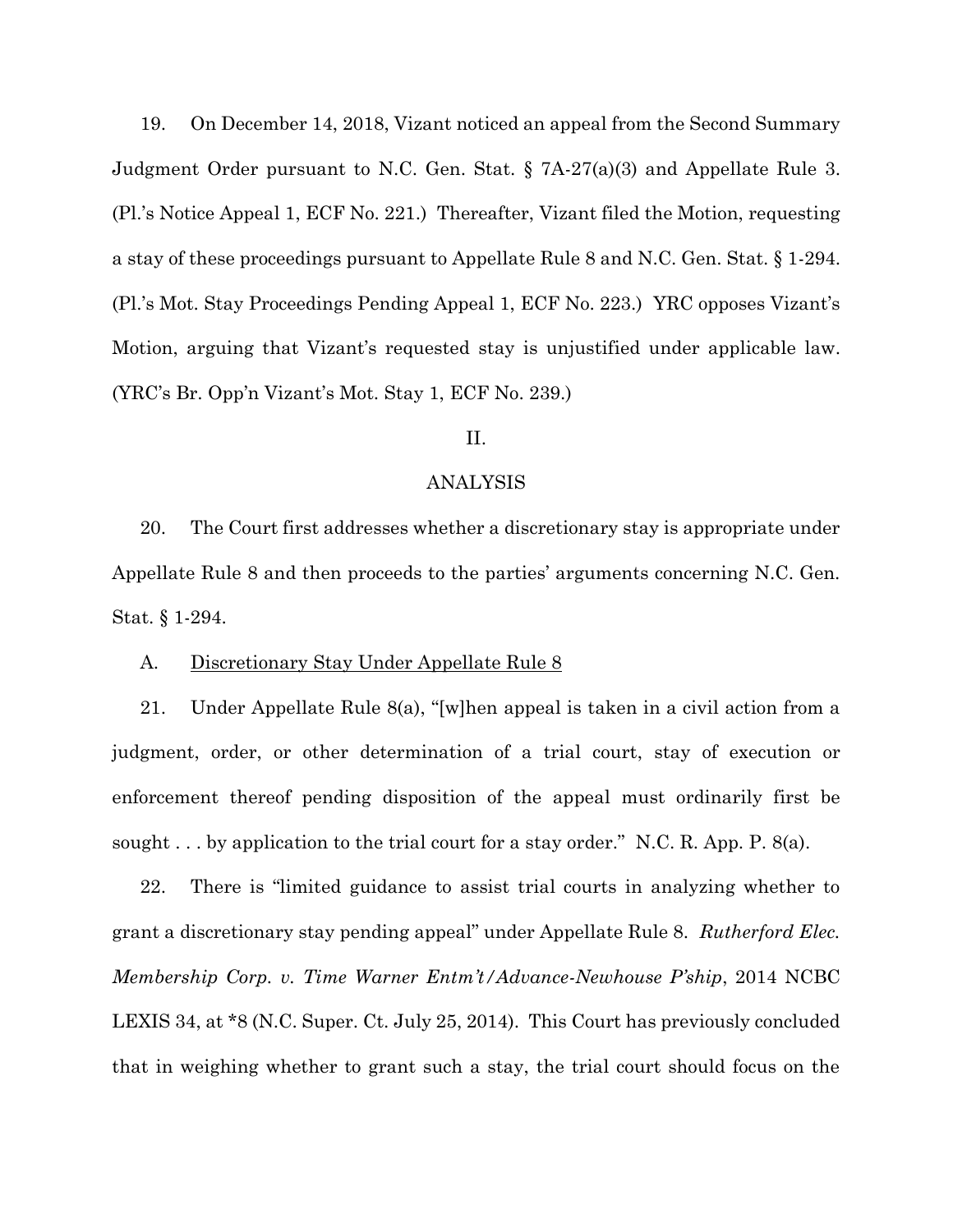19. On December 14, 2018, Vizant noticed an appeal from the Second Summary Judgment Order pursuant to N.C. Gen. Stat. § 7A-27(a)(3) and Appellate Rule 3. (Pl.'s Notice Appeal 1, ECF No. 221.) Thereafter, Vizant filed the Motion, requesting a stay of these proceedings pursuant to Appellate Rule 8 and N.C. Gen. Stat. § 1-294. (Pl.'s Mot. Stay Proceedings Pending Appeal 1, ECF No. 223.) YRC opposes Vizant's Motion, arguing that Vizant's requested stay is unjustified under applicable law. (YRC's Br. Opp'n Vizant's Mot. Stay 1, ECF No. 239.)

## II.

## ANALYSIS

20. The Court first addresses whether a discretionary stay is appropriate under Appellate Rule 8 and then proceeds to the parties' arguments concerning N.C. Gen. Stat. § 1-294.

### A. <u>Discretionary Stay Under Appellate Rule 8</u>

21. Under Appellate Rule 8(a), "[w]hen appeal is taken in a civil action from a judgment, order, or other determination of a trial court, stay of execution or enforcement thereof pending disposition of the appeal must ordinarily first be sought . . . by application to the trial court for a stay order." N.C. R. App. P. 8(a).

22. There is "limited guidance to assist trial courts in analyzing whether to grant a discretionary stay pending appeal" under Appellate Rule 8. *Rutherford Elec. Membership Corp. v. Time Warner Entm't/Advance-Newhouse P'ship*, 2014 NCBC LEXIS 34, at *8 (N.C. Super. Ct. July 25, 2014). This Court has previously concluded that in weighing whether to grant such a stay, the trial court should focus on the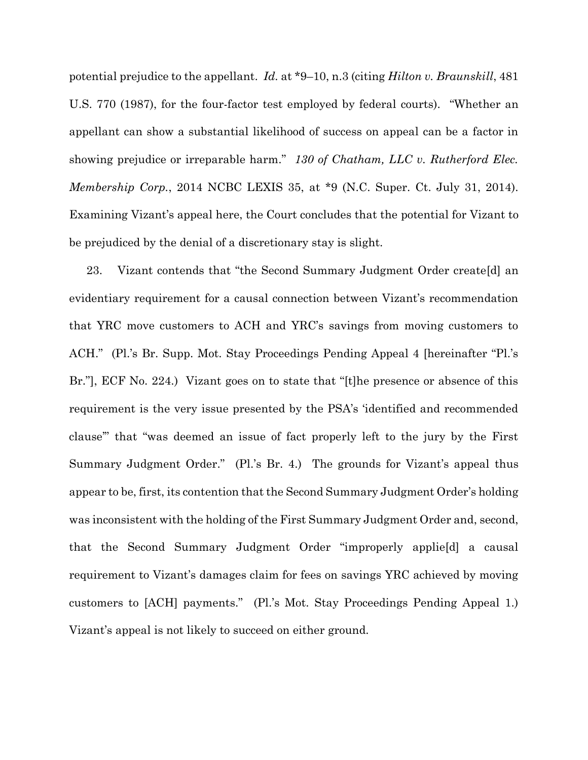potential prejudice to the appellant. *Id.* at *9–10, n.3 (citing *Hilton v. Braunskill*, 481 U.S. 770 (1987), for the four-factor test employed by federal courts). "Whether an appellant can show a substantial likelihood of success on appeal can be a factor in showing prejudice or irreparable harm." *130 of Chatham, LLC v. Rutherford Elec. Membership Corp.*, 2014 NCBC LEXIS 35, at *9 (N.C. Super. Ct. July 31, 2014). Examining Vizant's appeal here, the Court concludes that the potential for Vizant to be prejudiced by the denial of a discretionary stay is slight.

23. Vizant contends that "the Second Summary Judgment Order create[d] an evidentiary requirement for a causal connection between Vizant's recommendation that YRC move customers to ACH and YRC's savings from moving customers to ACH." (Pl.'s Br. Supp. Mot. Stay Proceedings Pending Appeal 4 [hereinafter "Pl.'s Br."], ECF No. 224.) Vizant goes on to state that "[t]he presence or absence of this requirement is the very issue presented by the PSA's 'identified and recommended clause'" that "was deemed an issue of fact properly left to the jury by the First Summary Judgment Order." (Pl.'s Br. 4.) The grounds for Vizant's appeal thus appear to be, first, its contention that the Second Summary Judgment Order's holding was inconsistent with the holding of the First Summary Judgment Order and, second, that the Second Summary Judgment Order "improperly applie[d] a causal requirement to Vizant's damages claim for fees on savings YRC achieved by moving customers to [ACH] payments." (Pl.'s Mot. Stay Proceedings Pending Appeal 1.) Vizant's appeal is not likely to succeed on either ground.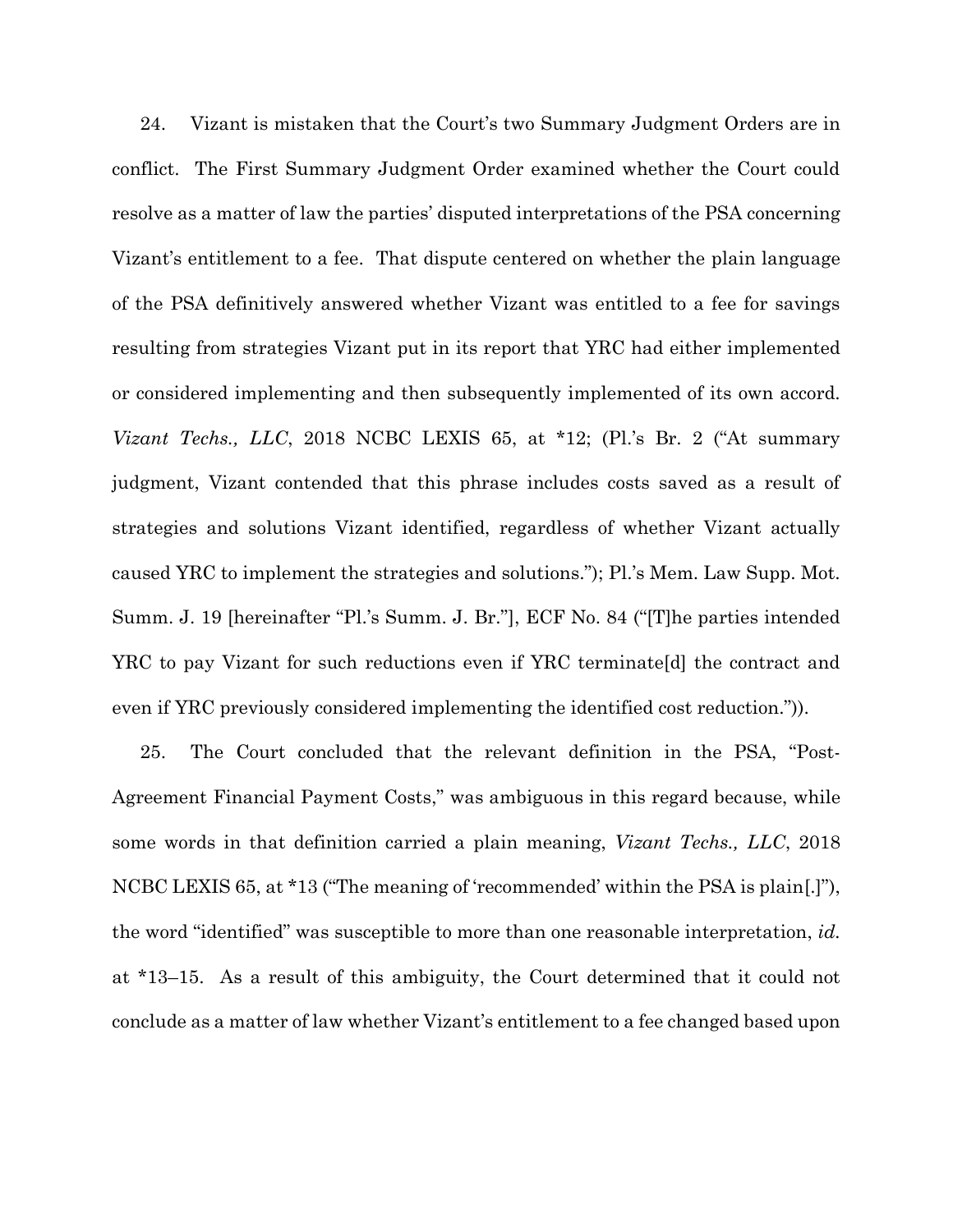24. Vizant is mistaken that the Court's two Summary Judgment Orders are in conflict. The First Summary Judgment Order examined whether the Court could resolve as a matter of law the parties' disputed interpretations of the PSA concerning Vizant's entitlement to a fee. That dispute centered on whether the plain language of the PSA definitively answered whether Vizant was entitled to a fee for savings resulting from strategies Vizant put in its report that YRC had either implemented or considered implementing and then subsequently implemented of its own accord. *Vizant Techs., LLC*, 2018 NCBC LEXIS 65, at *12; (Pl.'s Br. 2 ("At summary judgment, Vizant contended that this phrase includes costs saved as a result of strategies and solutions Vizant identified, regardless of whether Vizant actually caused YRC to implement the strategies and solutions."); Pl.'s Mem. Law Supp. Mot. Summ. J. 19 [hereinafter "Pl.'s Summ. J. Br."], ECF No. 84 ("[T]he parties intended YRC to pay Vizant for such reductions even if YRC terminate[d] the contract and even if YRC previously considered implementing the identified cost reduction.")).

25. The Court concluded that the relevant definition in the PSA, "Post-Agreement Financial Payment Costs," was ambiguous in this regard because, while some words in that definition carried a plain meaning, *Vizant Techs., LLC*, 2018 NCBC LEXIS 65, at *13 ("The meaning of 'recommended' within the PSA is plain[.]"), the word "identified" was susceptible to more than one reasonable interpretation, *id.* at *13–15. As a result of this ambiguity, the Court determined that it could not conclude as a matter of law whether Vizant's entitlement to a fee changed based upon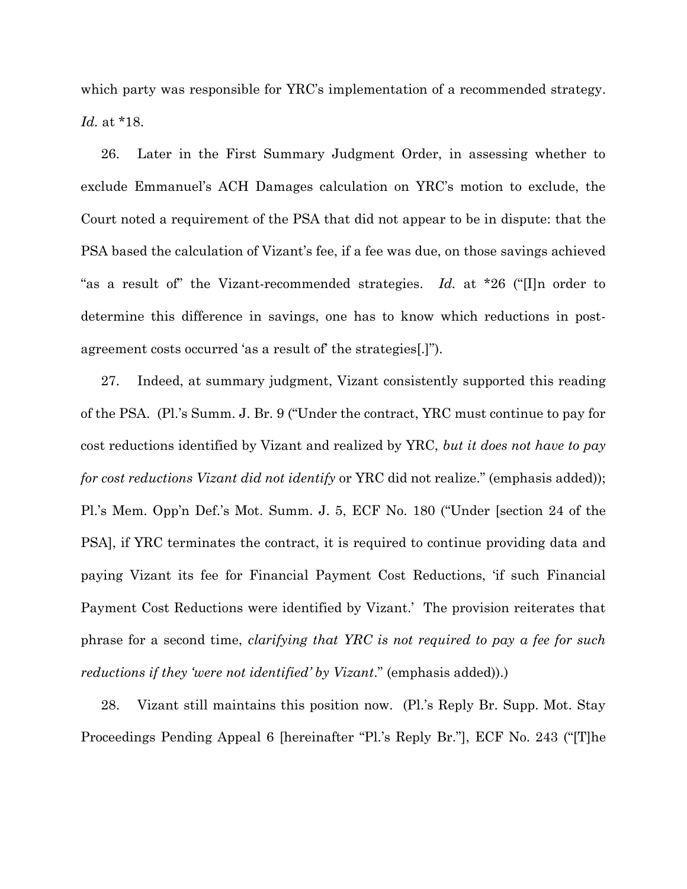which party was responsible for YRC's implementation of a recommended strategy. *Id.* at *18.

26. Later in the First Summary Judgment Order, in assessing whether to exclude Emmanuel's ACH Damages calculation on YRC's motion to exclude, the Court noted a requirement of the PSA that did not appear to be in dispute: that the PSA based the calculation of Vizant's fee, if a fee was due, on those savings achieved "as a result of" the Vizant-recommended strategies. *Id.* at *26 ("[I]n order to determine this difference in savings, one has to know which reductions in post-agreement costs occurred 'as a result of' the strategies[.]").

27. Indeed, at summary judgment, Vizant consistently supported this reading of the PSA. (Pl.'s Summ. J. Br. 9 ("Under the contract, YRC must continue to pay for cost reductions identified by Vizant and realized by YRC, *but it does not have to pay for cost reductions Vizant did not identify* or YRC did not realize." (emphasis added)); Pl.'s Mem. Opp'n Def.'s Mot. Summ. J. 5, ECF No. 180 ("Under [section 24 of the PSA], if YRC terminates the contract, it is required to continue providing data and paying Vizant its fee for Financial Payment Cost Reductions, 'if such Financial Payment Cost Reductions were identified by Vizant.' The provision reiterates that phrase for a second time, *clarifying that YRC is not required to pay a fee for such reductions if they 'were not identified' by Vizant*." (emphasis added)).)

28. Vizant still maintains this position now. (Pl.'s Reply Br. Supp. Mot. Stay Proceedings Pending Appeal 6 [hereinafter "Pl.'s Reply Br."], ECF No. 243 ("[T]he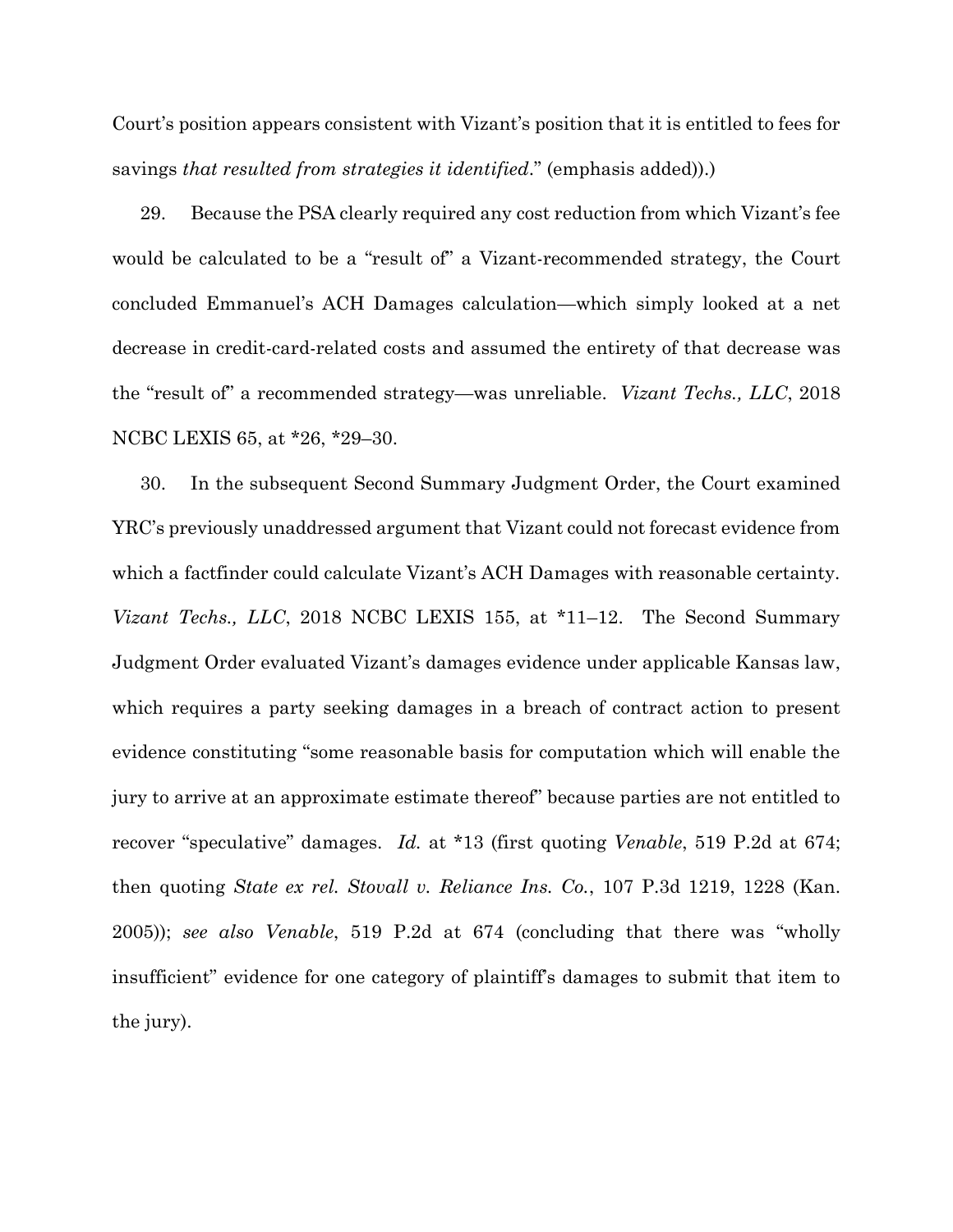Court's position appears consistent with Vizant's position that it is entitled to fees for savings *that resulted from strategies it identified*." (emphasis added)).)

29. Because the PSA clearly required any cost reduction from which Vizant's fee would be calculated to be a "result of" a Vizant-recommended strategy, the Court concluded Emmanuel's ACH Damages calculation—which simply looked at a net decrease in credit-card-related costs and assumed the entirety of that decrease was the "result of" a recommended strategy—was unreliable. *Vizant Techs., LLC*, 2018 NCBC LEXIS 65, at *26, *29–30.

30. In the subsequent Second Summary Judgment Order, the Court examined YRC's previously unaddressed argument that Vizant could not forecast evidence from which a factfinder could calculate Vizant's ACH Damages with reasonable certainty. *Vizant Techs., LLC*, 2018 NCBC LEXIS 155, at *11–12. The Second Summary Judgment Order evaluated Vizant's damages evidence under applicable Kansas law, which requires a party seeking damages in a breach of contract action to present evidence constituting "some reasonable basis for computation which will enable the jury to arrive at an approximate estimate thereof" because parties are not entitled to recover "speculative" damages. *Id.* at *13 (first quoting *Venable*, 519 P.2d at 674; then quoting *State ex rel. Stovall v. Reliance Ins. Co.*, 107 P.3d 1219, 1228 (Kan. 2005)); *see also Venable*, 519 P.2d at 674 (concluding that there was "wholly insufficient" evidence for one category of plaintiff's damages to submit that item to the jury).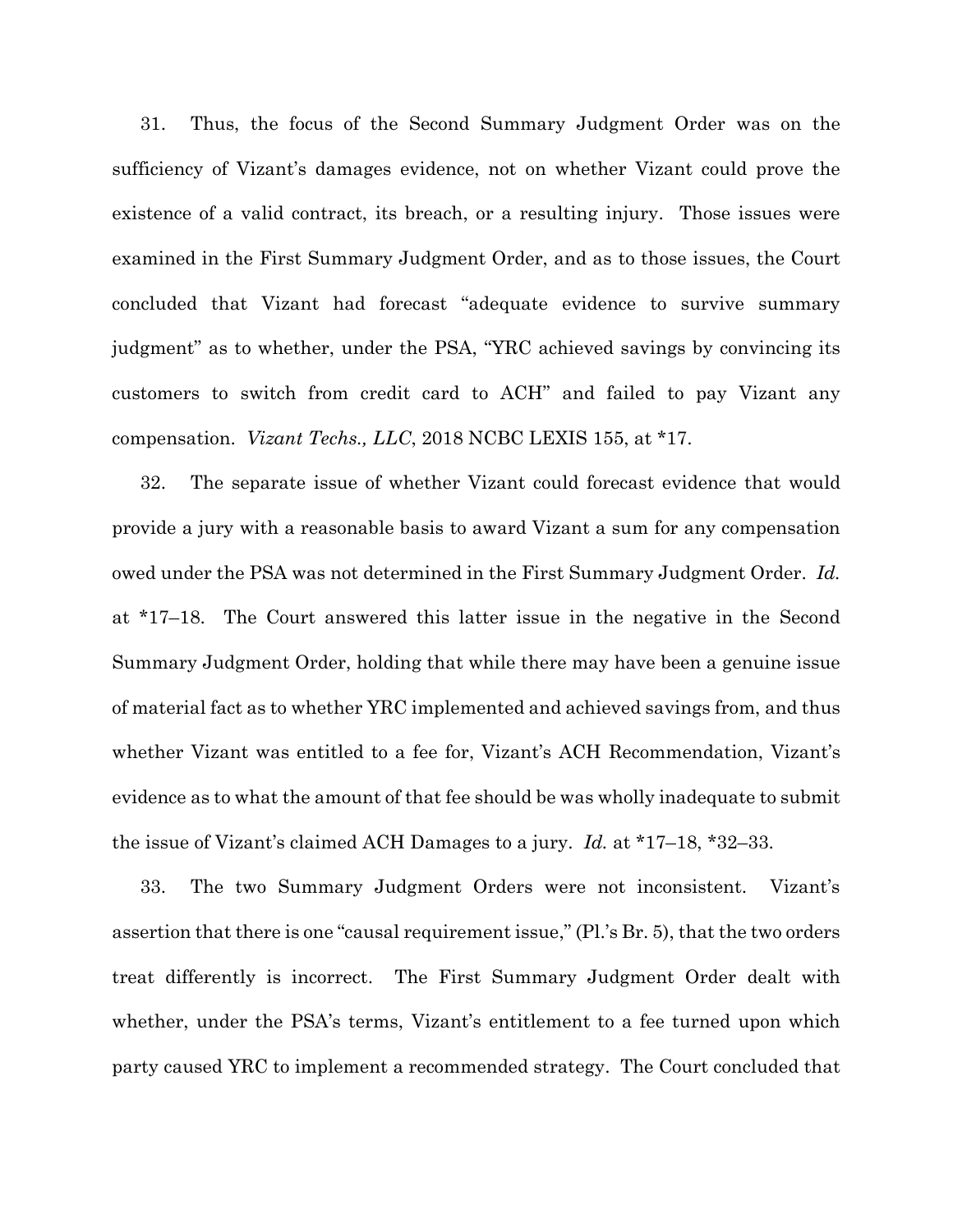31. Thus, the focus of the Second Summary Judgment Order was on the sufficiency of Vizant's damages evidence, not on whether Vizant could prove the existence of a valid contract, its breach, or a resulting injury. Those issues were examined in the First Summary Judgment Order, and as to those issues, the Court concluded that Vizant had forecast "adequate evidence to survive summary judgment" as to whether, under the PSA, "YRC achieved savings by convincing its customers to switch from credit card to ACH" and failed to pay Vizant any compensation. *Vizant Techs., LLC*, 2018 NCBC LEXIS 155, at *17.

32. The separate issue of whether Vizant could forecast evidence that would provide a jury with a reasonable basis to award Vizant a sum for any compensation owed under the PSA was not determined in the First Summary Judgment Order. *Id.* at *17–18. The Court answered this latter issue in the negative in the Second Summary Judgment Order, holding that while there may have been a genuine issue of material fact as to whether YRC implemented and achieved savings from, and thus whether Vizant was entitled to a fee for, Vizant's ACH Recommendation, Vizant's evidence as to what the amount of that fee should be was wholly inadequate to submit the issue of Vizant's claimed ACH Damages to a jury. *Id.* at *17–18, *32–33.

33. The two Summary Judgment Orders were not inconsistent. Vizant's assertion that there is one "causal requirement issue," (Pl.'s Br. 5), that the two orders treat differently is incorrect. The First Summary Judgment Order dealt with whether, under the PSA's terms, Vizant's entitlement to a fee turned upon which party caused YRC to implement a recommended strategy. The Court concluded that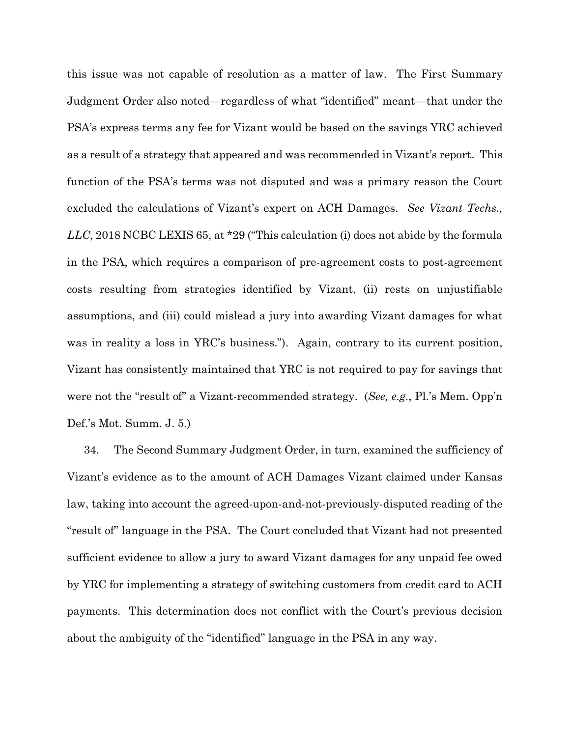this issue was not capable of resolution as a matter of law. The First Summary Judgment Order also noted—regardless of what "identified" meant—that under the PSA's express terms any fee for Vizant would be based on the savings YRC achieved as a result of a strategy that appeared and was recommended in Vizant's report. This function of the PSA's terms was not disputed and was a primary reason the Court excluded the calculations of Vizant's expert on ACH Damages. *See Vizant Techs., LLC*, 2018 NCBC LEXIS 65, at *29 ("This calculation (i) does not abide by the formula in the PSA, which requires a comparison of pre-agreement costs to post-agreement costs resulting from strategies identified by Vizant, (ii) rests on unjustifiable assumptions, and (iii) could mislead a jury into awarding Vizant damages for what was in reality a loss in YRC's business."). Again, contrary to its current position, Vizant has consistently maintained that YRC is not required to pay for savings that were not the "result of" a Vizant-recommended strategy. (*See, e.g.*, Pl.'s Mem. Opp'n Def.'s Mot. Summ. J. 5.)

34. The Second Summary Judgment Order, in turn, examined the sufficiency of Vizant's evidence as to the amount of ACH Damages Vizant claimed under Kansas law, taking into account the agreed-upon-and-not-previously-disputed reading of the "result of" language in the PSA. The Court concluded that Vizant had not presented sufficient evidence to allow a jury to award Vizant damages for any unpaid fee owed by YRC for implementing a strategy of switching customers from credit card to ACH payments. This determination does not conflict with the Court's previous decision about the ambiguity of the "identified" language in the PSA in any way.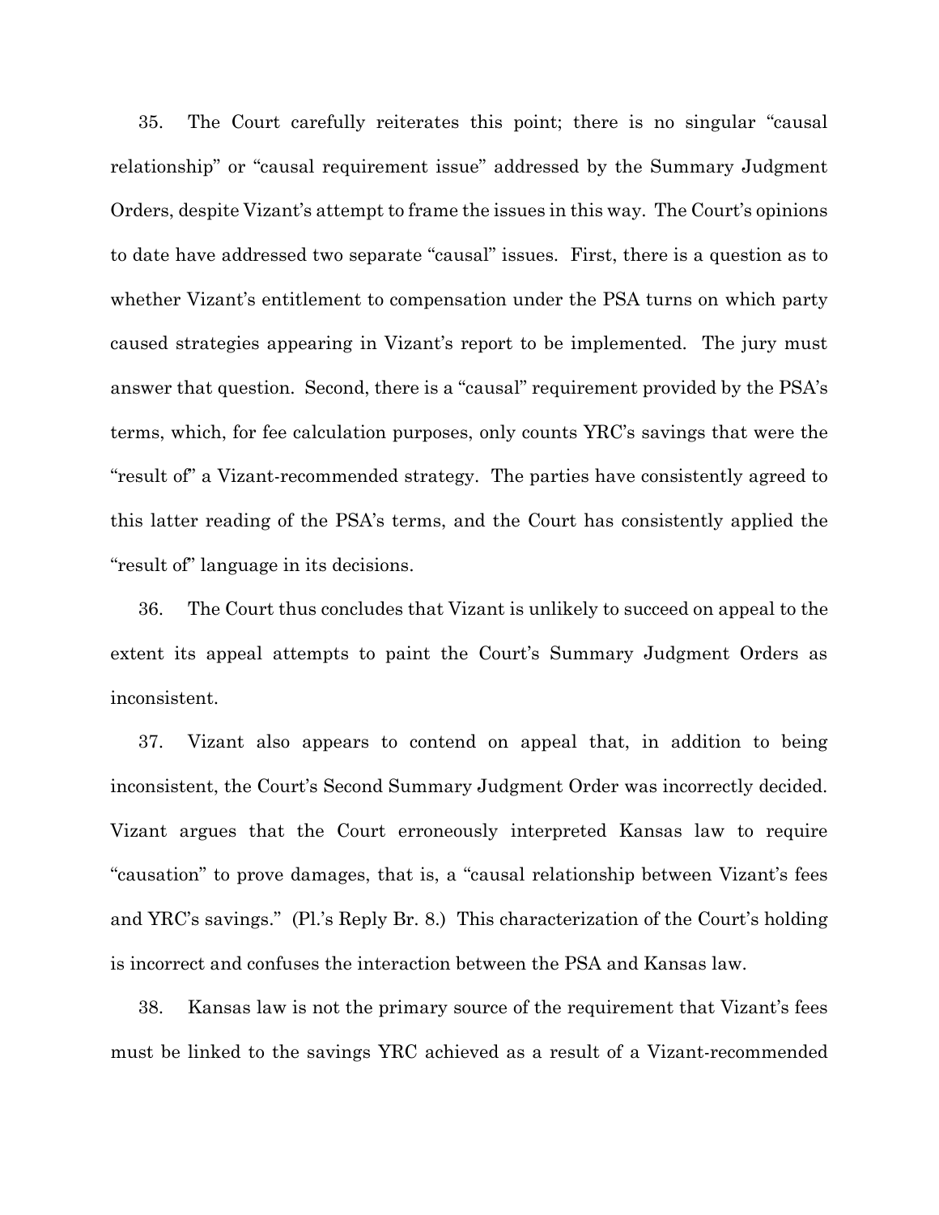35. The Court carefully reiterates this point; there is no singular "causal relationship" or "causal requirement issue" addressed by the Summary Judgment Orders, despite Vizant's attempt to frame the issues in this way. The Court's opinions to date have addressed two separate "causal" issues. First, there is a question as to whether Vizant's entitlement to compensation under the PSA turns on which party caused strategies appearing in Vizant's report to be implemented. The jury must answer that question. Second, there is a "causal" requirement provided by the PSA's terms, which, for fee calculation purposes, only counts YRC's savings that were the "result of" a Vizant-recommended strategy. The parties have consistently agreed to this latter reading of the PSA's terms, and the Court has consistently applied the "result of" language in its decisions.

36. The Court thus concludes that Vizant is unlikely to succeed on appeal to the extent its appeal attempts to paint the Court's Summary Judgment Orders as inconsistent.

37. Vizant also appears to contend on appeal that, in addition to being inconsistent, the Court's Second Summary Judgment Order was incorrectly decided. Vizant argues that the Court erroneously interpreted Kansas law to require "causation" to prove damages, that is, a "causal relationship between Vizant's fees and YRC's savings." (Pl.'s Reply Br. 8.) This characterization of the Court's holding is incorrect and confuses the interaction between the PSA and Kansas law.

38. Kansas law is not the primary source of the requirement that Vizant's fees must be linked to the savings YRC achieved as a result of a Vizant-recommended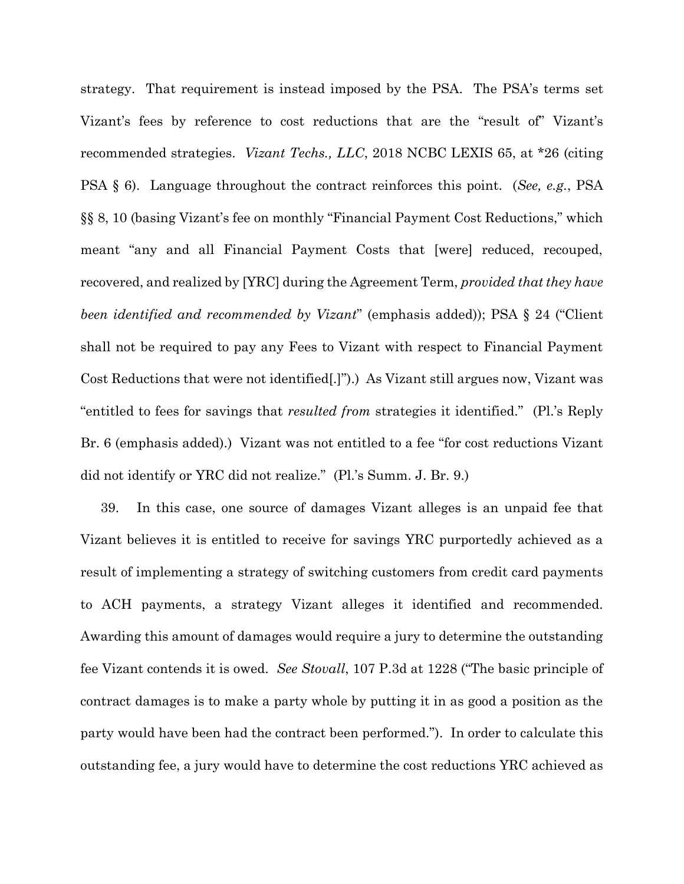strategy. That requirement is instead imposed by the PSA. The PSA's terms set Vizant's fees by reference to cost reductions that are the "result of" Vizant's recommended strategies. *Vizant Techs., LLC*, 2018 NCBC LEXIS 65, at *26 (citing PSA § 6). Language throughout the contract reinforces this point. (*See, e.g.*, PSA §§ 8, 10 (basing Vizant's fee on monthly "Financial Payment Cost Reductions," which meant "any and all Financial Payment Costs that [were] reduced, recouped, recovered, and realized by [YRC] during the Agreement Term, *provided that they have been identified and recommended by Vizant*" (emphasis added)); PSA § 24 ("Client shall not be required to pay any Fees to Vizant with respect to Financial Payment Cost Reductions that were not identified[.]").) As Vizant still argues now, Vizant was "entitled to fees for savings that *resulted from* strategies it identified." (Pl.'s Reply Br. 6 (emphasis added).) Vizant was not entitled to a fee "for cost reductions Vizant did not identify or YRC did not realize." (Pl.'s Summ. J. Br. 9.)

39. In this case, one source of damages Vizant alleges is an unpaid fee that Vizant believes it is entitled to receive for savings YRC purportedly achieved as a result of implementing a strategy of switching customers from credit card payments to ACH payments, a strategy Vizant alleges it identified and recommended. Awarding this amount of damages would require a jury to determine the outstanding fee Vizant contends it is owed. *See Stovall*, 107 P.3d at 1228 ("The basic principle of contract damages is to make a party whole by putting it in as good a position as the party would have been had the contract been performed."). In order to calculate this outstanding fee, a jury would have to determine the cost reductions YRC achieved as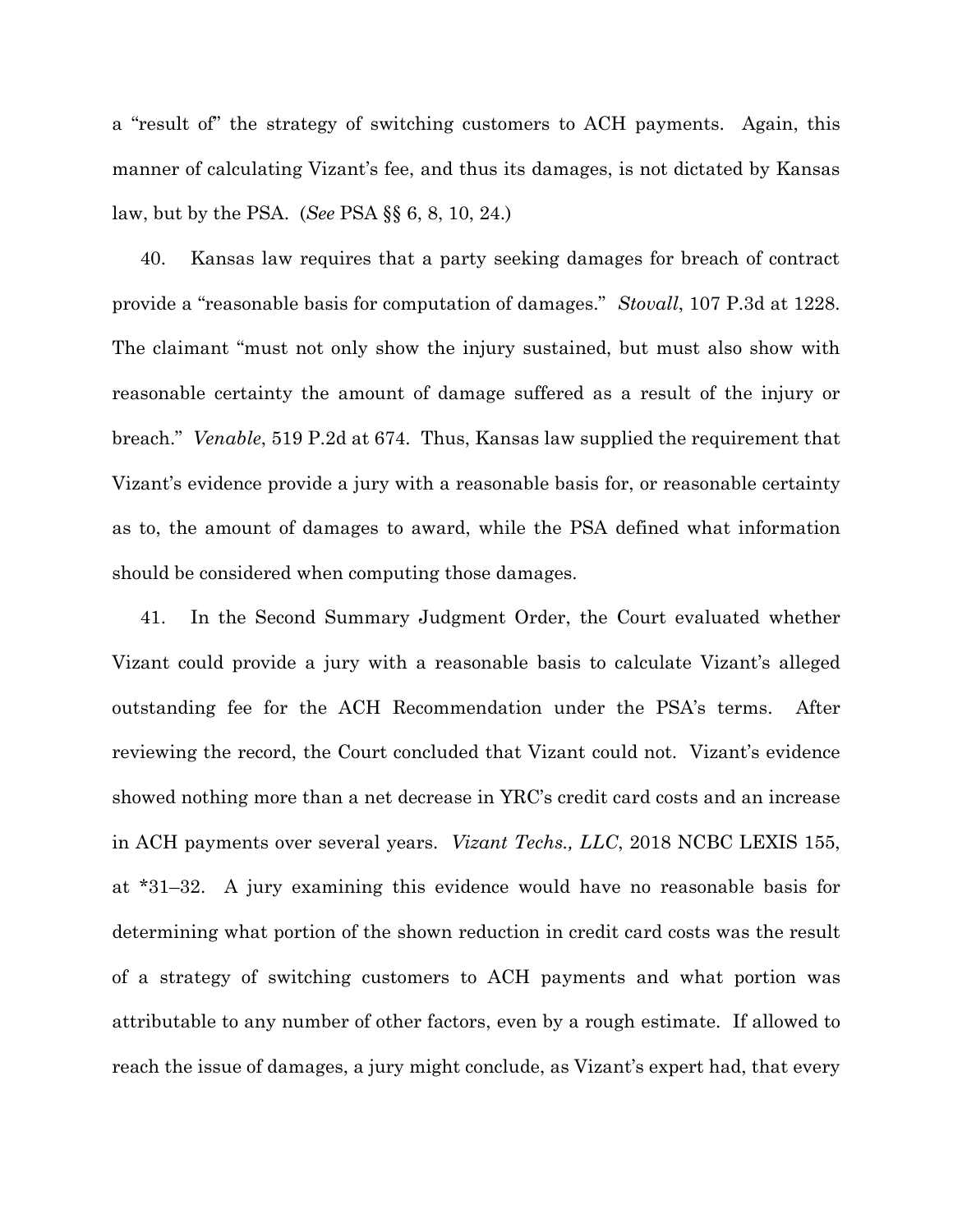a "result of" the strategy of switching customers to ACH payments. Again, this manner of calculating Vizant's fee, and thus its damages, is not dictated by Kansas law, but by the PSA. (*See* PSA §§ 6, 8, 10, 24.)

40. Kansas law requires that a party seeking damages for breach of contract provide a "reasonable basis for computation of damages." *Stovall*, 107 P.3d at 1228. The claimant "must not only show the injury sustained, but must also show with reasonable certainty the amount of damage suffered as a result of the injury or breach." *Venable*, 519 P.2d at 674. Thus, Kansas law supplied the requirement that Vizant's evidence provide a jury with a reasonable basis for, or reasonable certainty as to, the amount of damages to award, while the PSA defined what information should be considered when computing those damages.

41. In the Second Summary Judgment Order, the Court evaluated whether Vizant could provide a jury with a reasonable basis to calculate Vizant's alleged outstanding fee for the ACH Recommendation under the PSA's terms. After reviewing the record, the Court concluded that Vizant could not. Vizant's evidence showed nothing more than a net decrease in YRC's credit card costs and an increase in ACH payments over several years. *Vizant Techs., LLC*, 2018 NCBC LEXIS 155, at \*31–32. A jury examining this evidence would have no reasonable basis for determining what portion of the shown reduction in credit card costs was the result of a strategy of switching customers to ACH payments and what portion was attributable to any number of other factors, even by a rough estimate. If allowed to reach the issue of damages, a jury might conclude, as Vizant's expert had, that every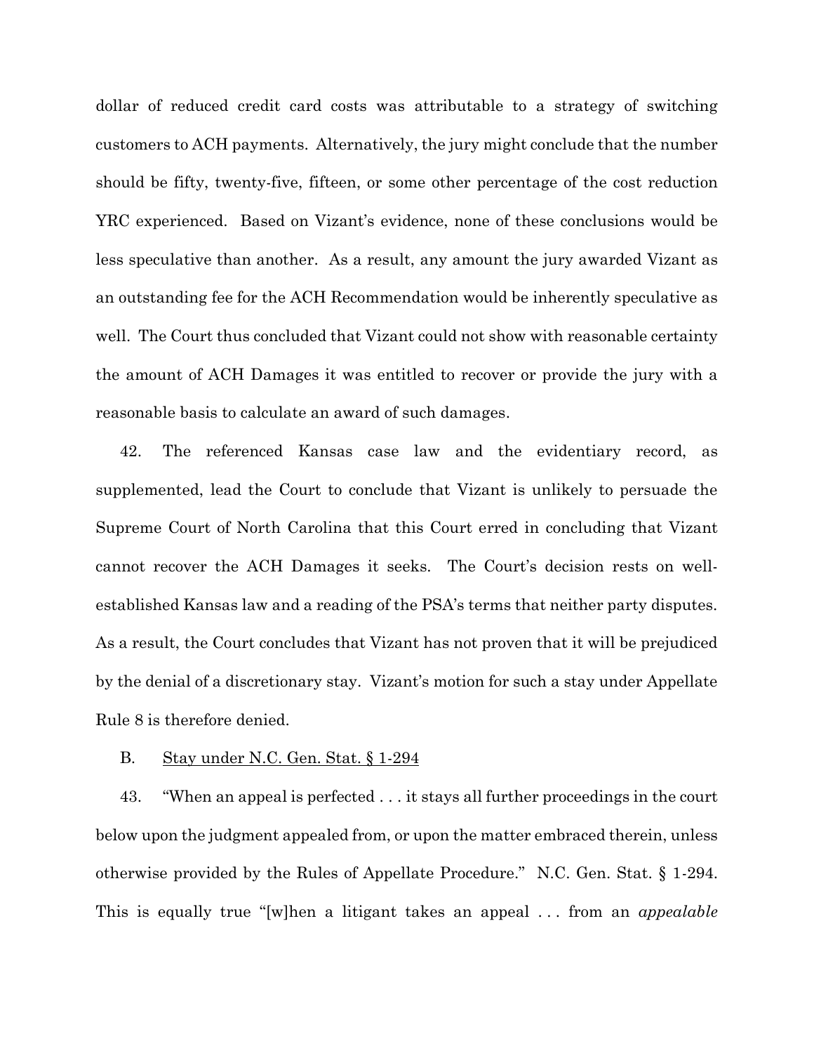dollar of reduced credit card costs was attributable to a strategy of switching customers to ACH payments. Alternatively, the jury might conclude that the number should be fifty, twenty-five, fifteen, or some other percentage of the cost reduction YRC experienced. Based on Vizant's evidence, none of these conclusions would be less speculative than another. As a result, any amount the jury awarded Vizant as an outstanding fee for the ACH Recommendation would be inherently speculative as well. The Court thus concluded that Vizant could not show with reasonable certainty the amount of ACH Damages it was entitled to recover or provide the jury with a reasonable basis to calculate an award of such damages.

42. The referenced Kansas case law and the evidentiary record, as supplemented, lead the Court to conclude that Vizant is unlikely to persuade the Supreme Court of North Carolina that this Court erred in concluding that Vizant cannot recover the ACH Damages it seeks. The Court's decision rests on well-established Kansas law and a reading of the PSA's terms that neither party disputes. As a result, the Court concludes that Vizant has not proven that it will be prejudiced by the denial of a discretionary stay. Vizant's motion for such a stay under Appellate Rule 8 is therefore denied.

B. Stay under N.C. Gen. Stat. § 1-294

43. "When an appeal is perfected . . . it stays all further proceedings in the court below upon the judgment appealed from, or upon the matter embraced therein, unless otherwise provided by the Rules of Appellate Procedure." N.C. Gen. Stat. § 1-294. This is equally true "[w]hen a litigant takes an appeal . . . from an *appealable*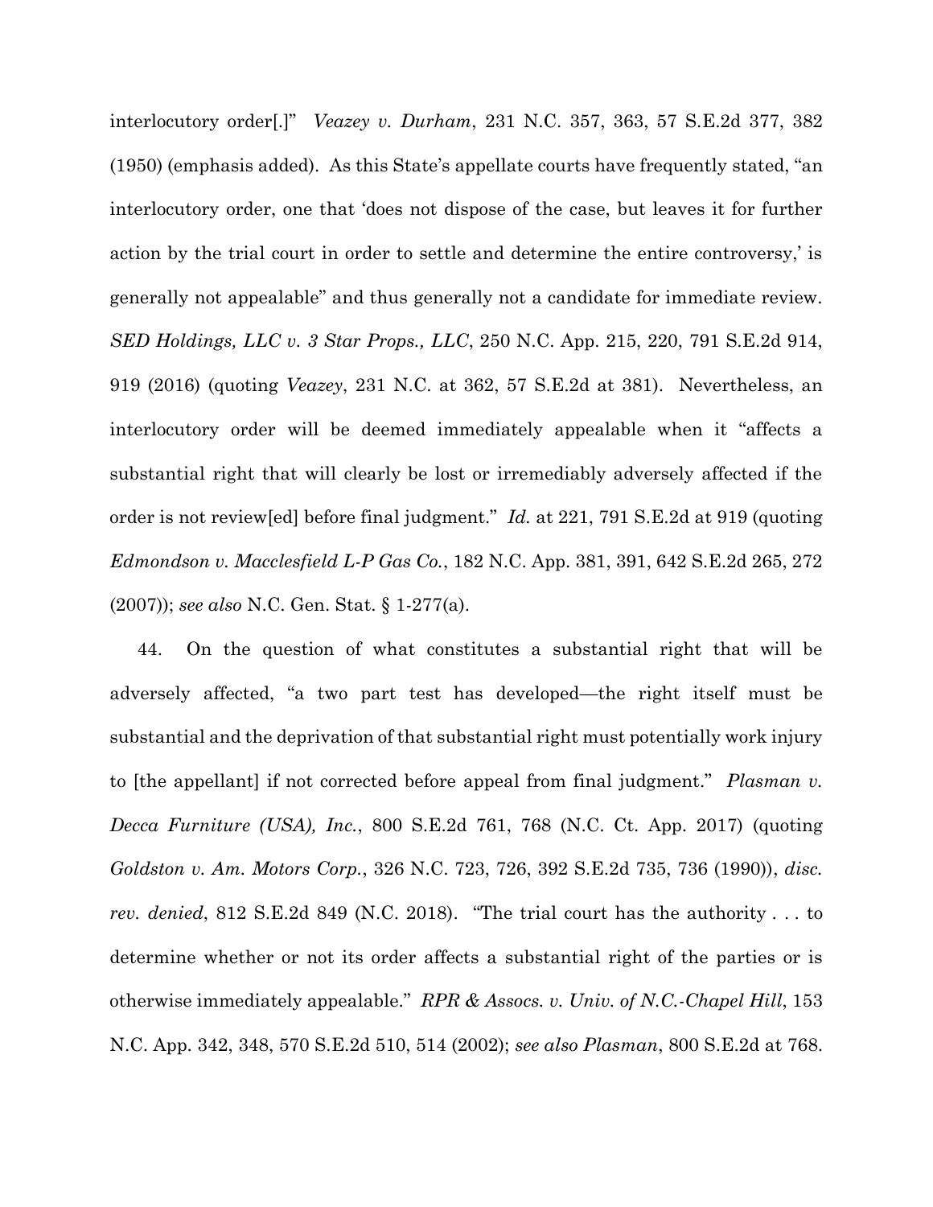interlocutory order[.]" *Veazey v. Durham*, 231 N.C. 357, 363, 57 S.E.2d 377, 382 (1950) (emphasis added). As this State's appellate courts have frequently stated, "an interlocutory order, one that 'does not dispose of the case, but leaves it for further action by the trial court in order to settle and determine the entire controversy,' is generally not appealable" and thus generally not a candidate for immediate review. *SED Holdings, LLC v. 3 Star Props., LLC*, 250 N.C. App. 215, 220, 791 S.E.2d 914, 919 (2016) (quoting *Veazey*, 231 N.C. at 362, 57 S.E.2d at 381). Nevertheless, an interlocutory order will be deemed immediately appealable when it "affects a substantial right that will clearly be lost or irremediably adversely affected if the order is not review[ed] before final judgment." *Id.* at 221, 791 S.E.2d at 919 (quoting *Edmondson v. Macclesfield L-P Gas Co.*, 182 N.C. App. 381, 391, 642 S.E.2d 265, 272 (2007)); *see also* N.C. Gen. Stat. § 1-277(a).

44. On the question of what constitutes a substantial right that will be adversely affected, "a two part test has developed—the right itself must be substantial and the deprivation of that substantial right must potentially work injury to [the appellant] if not corrected before appeal from final judgment." *Plasman v. Decca Furniture (USA), Inc.*, 800 S.E.2d 761, 768 (N.C. Ct. App. 2017) (quoting *Goldston v. Am. Motors Corp.*, 326 N.C. 723, 726, 392 S.E.2d 735, 736 (1990)), *disc. rev. denied*, 812 S.E.2d 849 (N.C. 2018). "The trial court has the authority . . . to determine whether or not its order affects a substantial right of the parties or is otherwise immediately appealable." *RPR & Assocs. v. Univ. of N.C.-Chapel Hill*, 153 N.C. App. 342, 348, 570 S.E.2d 510, 514 (2002); *see also Plasman*, 800 S.E.2d at 768.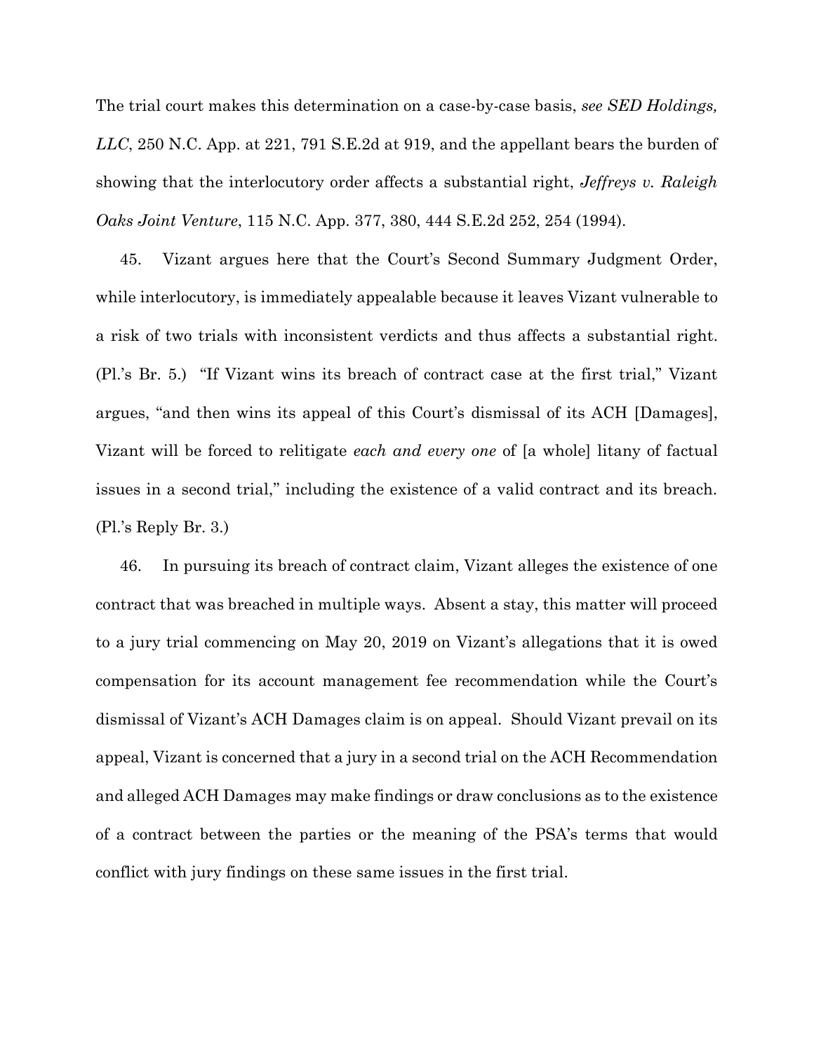The trial court makes this determination on a case-by-case basis, *see SED Holdings, LLC*, 250 N.C. App. at 221, 791 S.E.2d at 919, and the appellant bears the burden of showing that the interlocutory order affects a substantial right, *Jeffreys v. Raleigh Oaks Joint Venture*, 115 N.C. App. 377, 380, 444 S.E.2d 252, 254 (1994).

45. Vizant argues here that the Court's Second Summary Judgment Order, while interlocutory, is immediately appealable because it leaves Vizant vulnerable to a risk of two trials with inconsistent verdicts and thus affects a substantial right. (Pl.'s Br. 5.) "If Vizant wins its breach of contract case at the first trial," Vizant argues, "and then wins its appeal of this Court's dismissal of its ACH [Damages], Vizant will be forced to relitigate *each and every one* of [a whole] litany of factual issues in a second trial," including the existence of a valid contract and its breach. (Pl.'s Reply Br. 3.)

46. In pursuing its breach of contract claim, Vizant alleges the existence of one contract that was breached in multiple ways. Absent a stay, this matter will proceed to a jury trial commencing on May 20, 2019 on Vizant's allegations that it is owed compensation for its account management fee recommendation while the Court's dismissal of Vizant's ACH Damages claim is on appeal. Should Vizant prevail on its appeal, Vizant is concerned that a jury in a second trial on the ACH Recommendation and alleged ACH Damages may make findings or draw conclusions as to the existence of a contract between the parties or the meaning of the PSA's terms that would conflict with jury findings on these same issues in the first trial.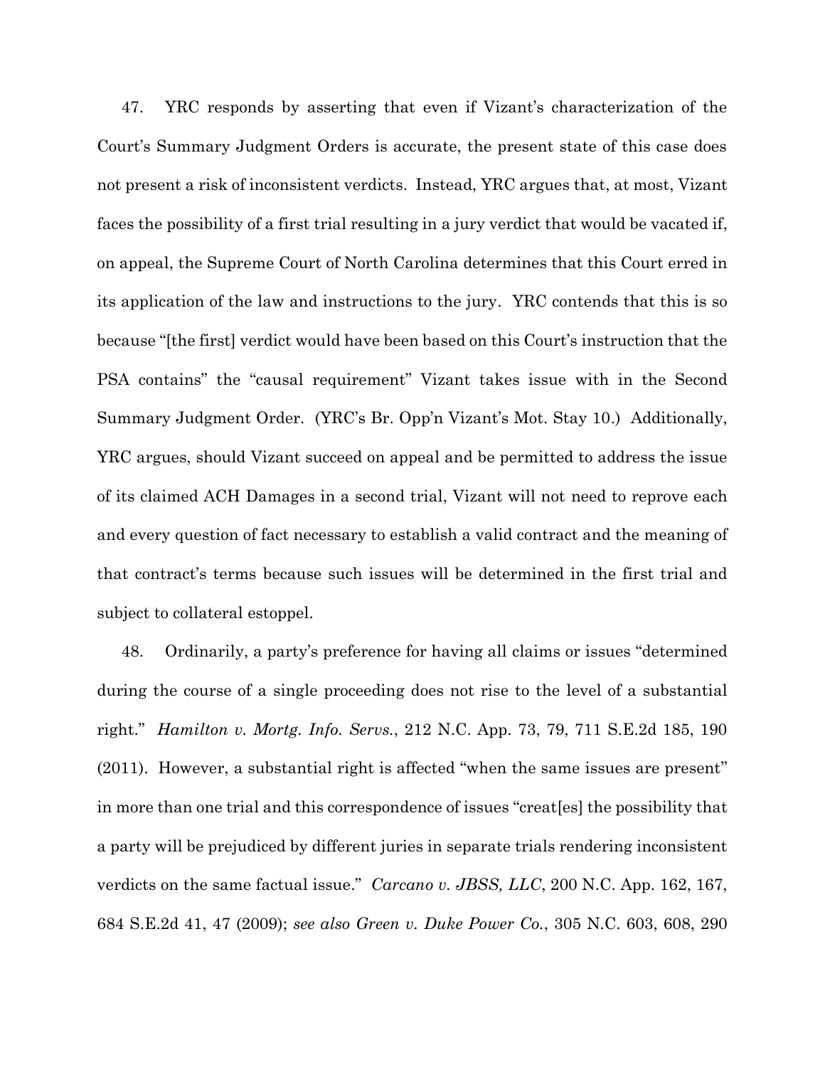47. YRC responds by asserting that even if Vizant's characterization of the Court's Summary Judgment Orders is accurate, the present state of this case does not present a risk of inconsistent verdicts. Instead, YRC argues that, at most, Vizant faces the possibility of a first trial resulting in a jury verdict that would be vacated if, on appeal, the Supreme Court of North Carolina determines that this Court erred in its application of the law and instructions to the jury. YRC contends that this is so because "[the first] verdict would have been based on this Court's instruction that the PSA contains" the "causal requirement" Vizant takes issue with in the Second Summary Judgment Order. (YRC's Br. Opp'n Vizant's Mot. Stay 10.) Additionally, YRC argues, should Vizant succeed on appeal and be permitted to address the issue of its claimed ACH Damages in a second trial, Vizant will not need to reprove each and every question of fact necessary to establish a valid contract and the meaning of that contract's terms because such issues will be determined in the first trial and subject to collateral estoppel.

48. Ordinarily, a party's preference for having all claims or issues "determined during the course of a single proceeding does not rise to the level of a substantial right." *Hamilton v. Mortg. Info. Servs.*, 212 N.C. App. 73, 79, 711 S.E.2d 185, 190 (2011). However, a substantial right is affected "when the same issues are present" in more than one trial and this correspondence of issues "creat[es] the possibility that a party will be prejudiced by different juries in separate trials rendering inconsistent verdicts on the same factual issue." *Carcano v. JBSS, LLC*, 200 N.C. App. 162, 167, 684 S.E.2d 41, 47 (2009); *see also Green v. Duke Power Co.*, 305 N.C. 603, 608, 290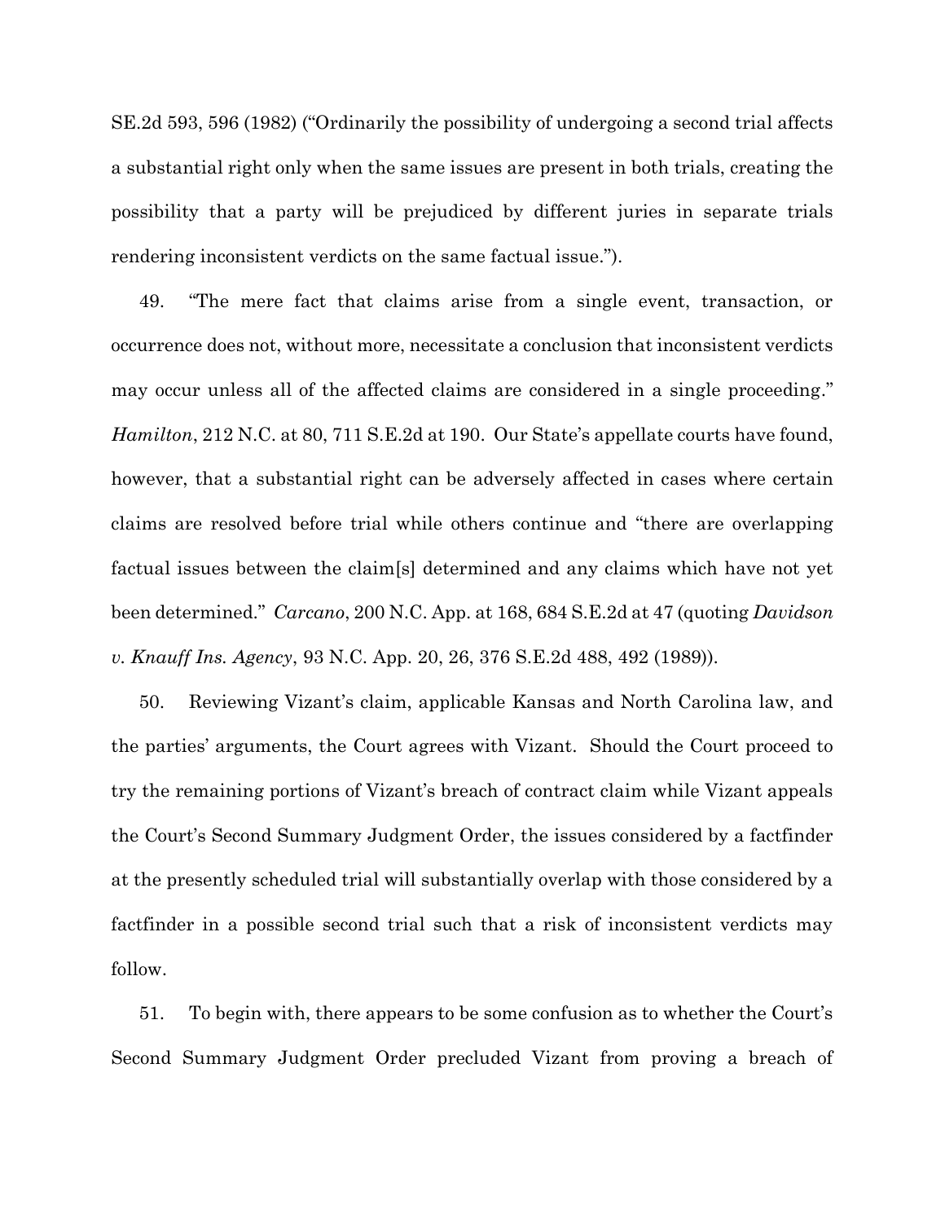SE.2d 593, 596 (1982) ("Ordinarily the possibility of undergoing a second trial affects a substantial right only when the same issues are present in both trials, creating the possibility that a party will be prejudiced by different juries in separate trials rendering inconsistent verdicts on the same factual issue.").

49. "The mere fact that claims arise from a single event, transaction, or occurrence does not, without more, necessitate a conclusion that inconsistent verdicts may occur unless all of the affected claims are considered in a single proceeding." *Hamilton*, 212 N.C. at 80, 711 S.E.2d at 190. Our State's appellate courts have found, however, that a substantial right can be adversely affected in cases where certain claims are resolved before trial while others continue and "there are overlapping factual issues between the claim[s] determined and any claims which have not yet been determined." *Carcano*, 200 N.C. App. at 168, 684 S.E.2d at 47 (quoting *Davidson v. Knauff Ins. Agency*, 93 N.C. App. 20, 26, 376 S.E.2d 488, 492 (1989)).

50. Reviewing Vizant's claim, applicable Kansas and North Carolina law, and the parties' arguments, the Court agrees with Vizant. Should the Court proceed to try the remaining portions of Vizant's breach of contract claim while Vizant appeals the Court's Second Summary Judgment Order, the issues considered by a factfinder at the presently scheduled trial will substantially overlap with those considered by a factfinder in a possible second trial such that a risk of inconsistent verdicts may follow.

51. To begin with, there appears to be some confusion as to whether the Court's Second Summary Judgment Order precluded Vizant from proving a breach of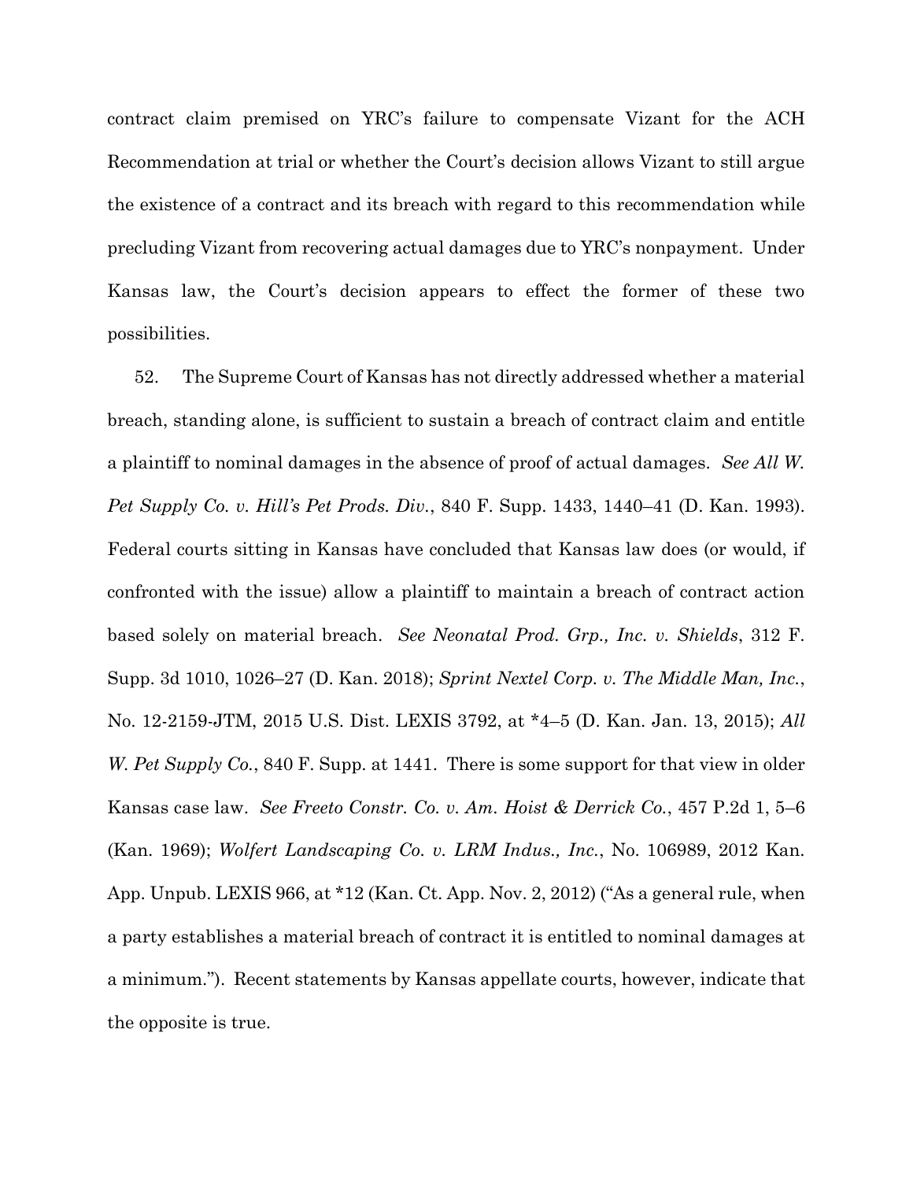contract claim premised on YRC's failure to compensate Vizant for the ACH Recommendation at trial or whether the Court's decision allows Vizant to still argue the existence of a contract and its breach with regard to this recommendation while precluding Vizant from recovering actual damages due to YRC's nonpayment. Under Kansas law, the Court's decision appears to effect the former of these two possibilities.

52. The Supreme Court of Kansas has not directly addressed whether a material breach, standing alone, is sufficient to sustain a breach of contract claim and entitle a plaintiff to nominal damages in the absence of proof of actual damages. *See All W. Pet Supply Co. v. Hill's Pet Prods. Div.*, 840 F. Supp. 1433, 1440–41 (D. Kan. 1993). Federal courts sitting in Kansas have concluded that Kansas law does (or would, if confronted with the issue) allow a plaintiff to maintain a breach of contract action based solely on material breach. *See Neonatal Prod. Grp., Inc. v. Shields*, 312 F. Supp. 3d 1010, 1026–27 (D. Kan. 2018); *Sprint Nextel Corp. v. The Middle Man, Inc.*, No. 12-2159-JTM, 2015 U.S. Dist. LEXIS 3792, at *4–5 (D. Kan. Jan. 13, 2015); *All W. Pet Supply Co.*, 840 F. Supp. at 1441. There is some support for that view in older Kansas case law. *See Freeto Constr. Co. v. Am. Hoist & Derrick Co.*, 457 P.2d 1, 5–6 (Kan. 1969); *Wolfert Landscaping Co. v. LRM Indus., Inc.*, No. 106989, 2012 Kan. App. Unpub. LEXIS 966, at *12 (Kan. Ct. App. Nov. 2, 2012) ("As a general rule, when a party establishes a material breach of contract it is entitled to nominal damages at a minimum."). Recent statements by Kansas appellate courts, however, indicate that the opposite is true.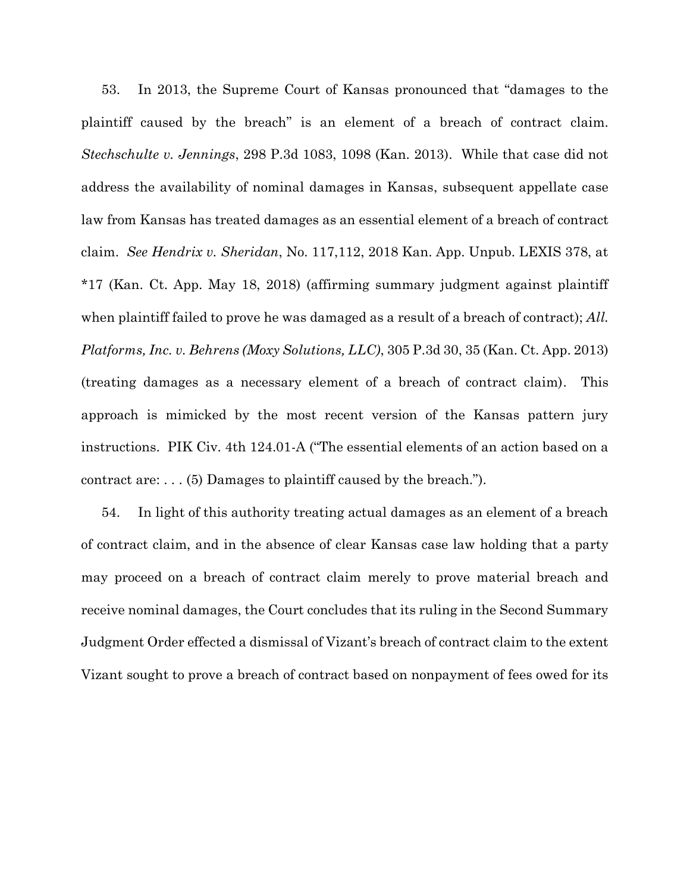53. In 2013, the Supreme Court of Kansas pronounced that "damages to the plaintiff caused by the breach" is an element of a breach of contract claim. *Stechschulte v. Jennings*, 298 P.3d 1083, 1098 (Kan. 2013). While that case did not address the availability of nominal damages in Kansas, subsequent appellate case law from Kansas has treated damages as an essential element of a breach of contract claim. *See Hendrix v. Sheridan*, No. 117,112, 2018 Kan. App. Unpub. LEXIS 378, at *17 (Kan. Ct. App. May 18, 2018) (affirming summary judgment against plaintiff when plaintiff failed to prove he was damaged as a result of a breach of contract); *All. Platforms, Inc. v. Behrens (Moxy Solutions, LLC)*, 305 P.3d 30, 35 (Kan. Ct. App. 2013) (treating damages as a necessary element of a breach of contract claim). This approach is mimicked by the most recent version of the Kansas pattern jury instructions. PIK Civ. 4th 124.01-A ("The essential elements of an action based on a contract are: . . . (5) Damages to plaintiff caused by the breach.").

54. In light of this authority treating actual damages as an element of a breach of contract claim, and in the absence of clear Kansas case law holding that a party may proceed on a breach of contract claim merely to prove material breach and receive nominal damages, the Court concludes that its ruling in the Second Summary Judgment Order effected a dismissal of Vizant's breach of contract claim to the extent Vizant sought to prove a breach of contract based on nonpayment of fees owed for its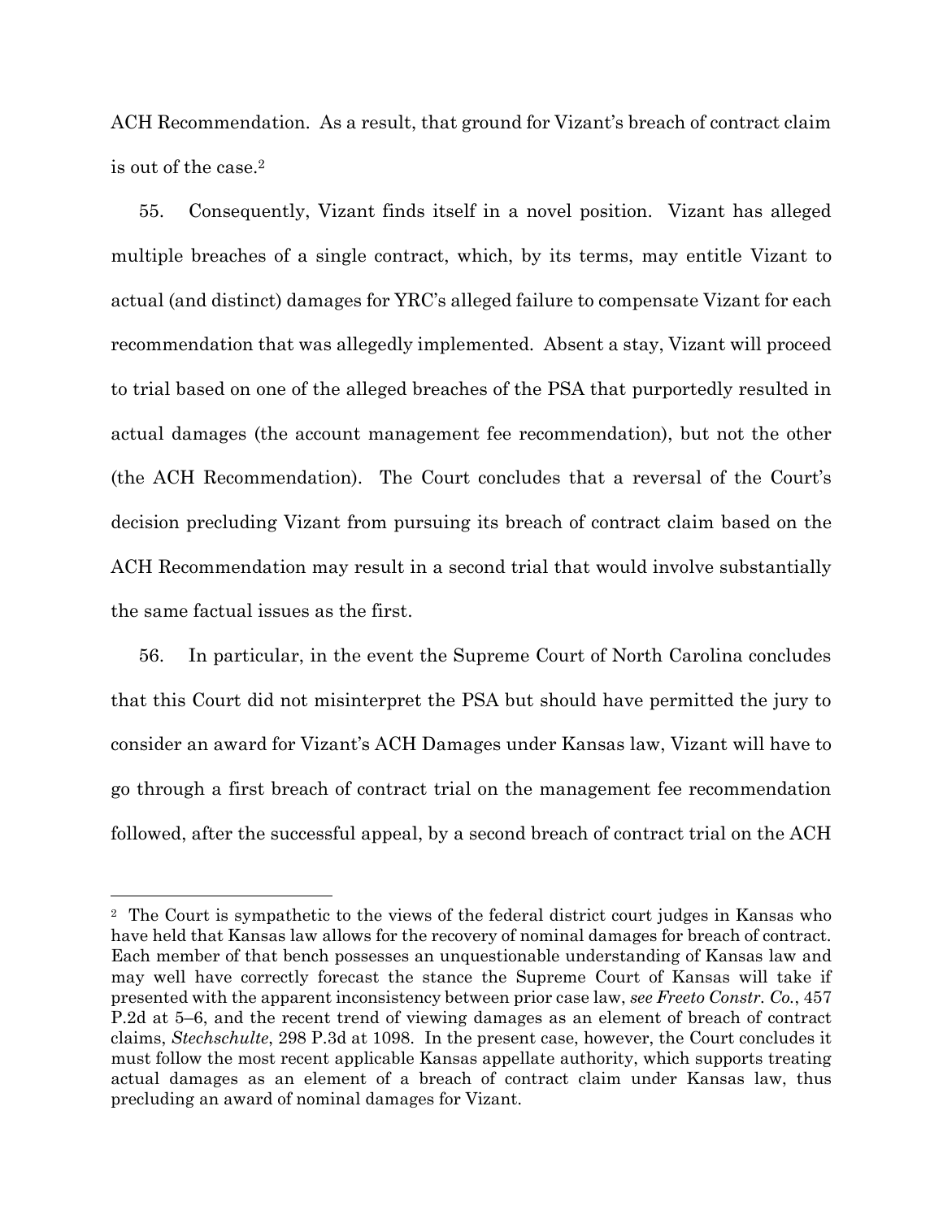ACH Recommendation. As a result, that ground for Vizant's breach of contract claim is out of the case.[2]

55. Consequently, Vizant finds itself in a novel position. Vizant has alleged multiple breaches of a single contract, which, by its terms, may entitle Vizant to actual (and distinct) damages for YRC's alleged failure to compensate Vizant for each recommendation that was allegedly implemented. Absent a stay, Vizant will proceed to trial based on one of the alleged breaches of the PSA that purportedly resulted in actual damages (the account management fee recommendation), but not the other (the ACH Recommendation). The Court concludes that a reversal of the Court's decision precluding Vizant from pursuing its breach of contract claim based on the ACH Recommendation may result in a second trial that would involve substantially the same factual issues as the first.

56. In particular, in the event the Supreme Court of North Carolina concludes that this Court did not misinterpret the PSA but should have permitted the jury to consider an award for Vizant's ACH Damages under Kansas law, Vizant will have to go through a first breach of contract trial on the management fee recommendation followed, after the successful appeal, by a second breach of contract trial on the ACH

---

[2] The Court is sympathetic to the views of the federal district court judges in Kansas who have held that Kansas law allows for the recovery of nominal damages for breach of contract. Each member of that bench possesses an unquestionable understanding of Kansas law and may well have correctly forecast the stance the Supreme Court of Kansas will take if presented with the apparent inconsistency between prior case law, *see Freeto Constr. Co.*, 457 P.2d at 5–6, and the recent trend of viewing damages as an element of breach of contract claims, *Stechschulte*, 298 P.3d at 1098. In the present case, however, the Court concludes it must follow the most recent applicable Kansas appellate authority, which supports treating actual damages as an element of a breach of contract claim under Kansas law, thus precluding an award of nominal damages for Vizant.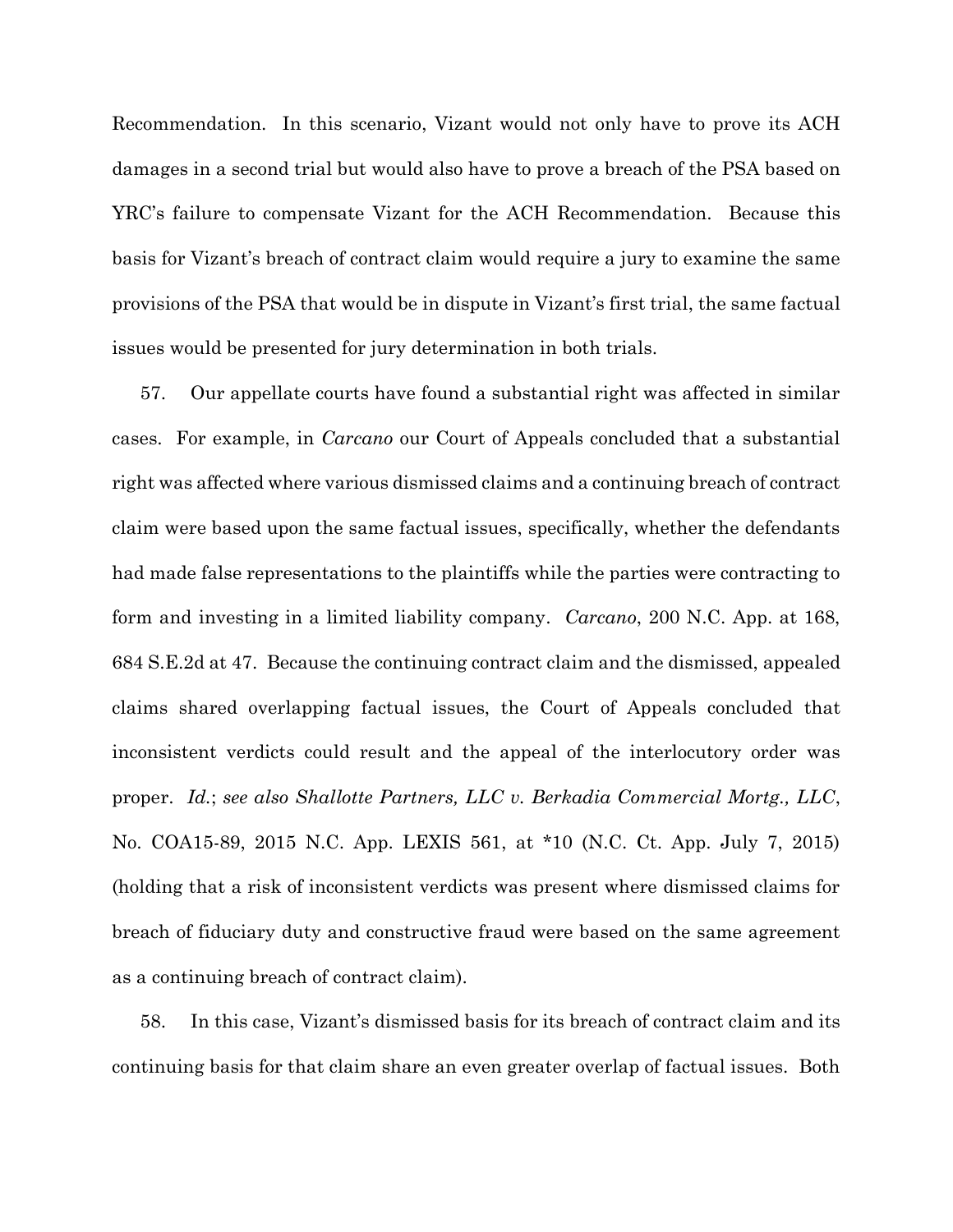Recommendation. In this scenario, Vizant would not only have to prove its ACH damages in a second trial but would also have to prove a breach of the PSA based on YRC's failure to compensate Vizant for the ACH Recommendation. Because this basis for Vizant's breach of contract claim would require a jury to examine the same provisions of the PSA that would be in dispute in Vizant's first trial, the same factual issues would be presented for jury determination in both trials.

57. Our appellate courts have found a substantial right was affected in similar cases. For example, in *Carcano* our Court of Appeals concluded that a substantial right was affected where various dismissed claims and a continuing breach of contract claim were based upon the same factual issues, specifically, whether the defendants had made false representations to the plaintiffs while the parties were contracting to form and investing in a limited liability company. *Carcano*, 200 N.C. App. at 168, 684 S.E.2d at 47. Because the continuing contract claim and the dismissed, appealed claims shared overlapping factual issues, the Court of Appeals concluded that inconsistent verdicts could result and the appeal of the interlocutory order was proper. *Id.*; *see also Shallotte Partners, LLC v. Berkadia Commercial Mortg., LLC*, No. COA15-89, 2015 N.C. App. LEXIS 561, at *10 (N.C. Ct. App. July 7, 2015) (holding that a risk of inconsistent verdicts was present where dismissed claims for breach of fiduciary duty and constructive fraud were based on the same agreement as a continuing breach of contract claim).

58. In this case, Vizant's dismissed basis for its breach of contract claim and its continuing basis for that claim share an even greater overlap of factual issues. Both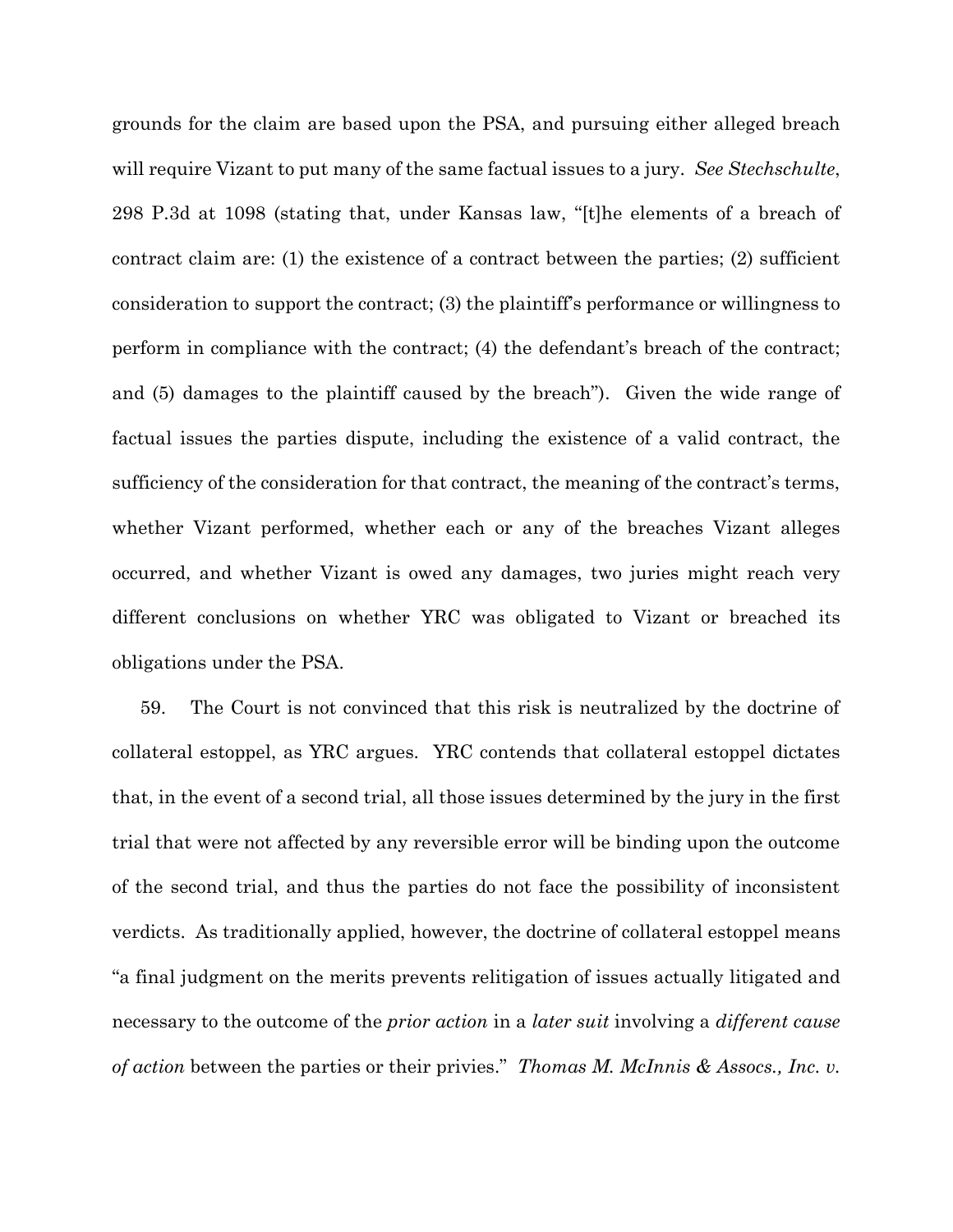grounds for the claim are based upon the PSA, and pursuing either alleged breach will require Vizant to put many of the same factual issues to a jury. *See Stechschulte*, 298 P.3d at 1098 (stating that, under Kansas law, "[t]he elements of a breach of contract claim are: (1) the existence of a contract between the parties; (2) sufficient consideration to support the contract; (3) the plaintiff's performance or willingness to perform in compliance with the contract; (4) the defendant's breach of the contract; and (5) damages to the plaintiff caused by the breach"). Given the wide range of factual issues the parties dispute, including the existence of a valid contract, the sufficiency of the consideration for that contract, the meaning of the contract's terms, whether Vizant performed, whether each or any of the breaches Vizant alleges occurred, and whether Vizant is owed any damages, two juries might reach very different conclusions on whether YRC was obligated to Vizant or breached its obligations under the PSA.

59. The Court is not convinced that this risk is neutralized by the doctrine of collateral estoppel, as YRC argues. YRC contends that collateral estoppel dictates that, in the event of a second trial, all those issues determined by the jury in the first trial that were not affected by any reversible error will be binding upon the outcome of the second trial, and thus the parties do not face the possibility of inconsistent verdicts. As traditionally applied, however, the doctrine of collateral estoppel means "a final judgment on the merits prevents relitigation of issues actually litigated and necessary to the outcome of the *prior action* in a *later suit* involving a *different cause of action* between the parties or their privies." *Thomas M. McInnis & Assocs., Inc. v.*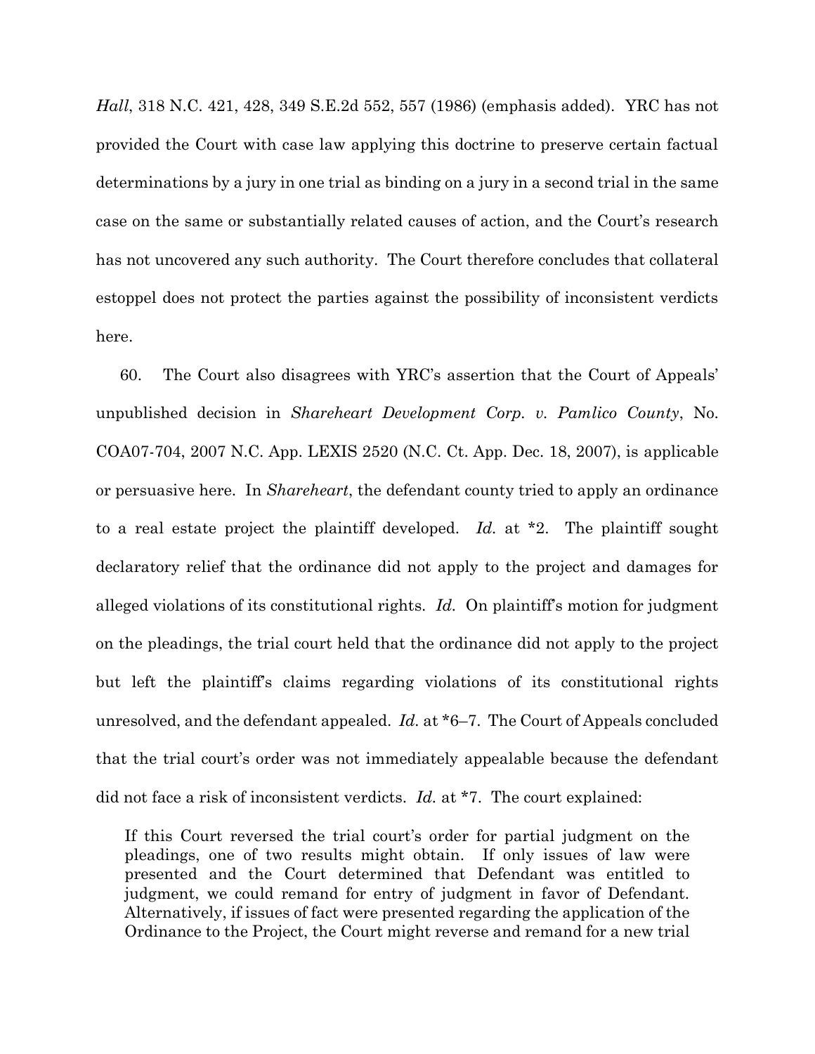*Hall*, 318 N.C. 421, 428, 349 S.E.2d 552, 557 (1986) (emphasis added). YRC has not provided the Court with case law applying this doctrine to preserve certain factual determinations by a jury in one trial as binding on a jury in a second trial in the same case on the same or substantially related causes of action, and the Court's research has not uncovered any such authority. The Court therefore concludes that collateral estoppel does not protect the parties against the possibility of inconsistent verdicts here.

60. The Court also disagrees with YRC's assertion that the Court of Appeals' unpublished decision in *Shareheart Development Corp. v. Pamlico County*, No. COA07-704, 2007 N.C. App. LEXIS 2520 (N.C. Ct. App. Dec. 18, 2007), is applicable or persuasive here. In *Shareheart*, the defendant county tried to apply an ordinance to a real estate project the plaintiff developed. *Id.* at *2. The plaintiff sought declaratory relief that the ordinance did not apply to the project and damages for alleged violations of its constitutional rights. *Id.* On plaintiff's motion for judgment on the pleadings, the trial court held that the ordinance did not apply to the project but left the plaintiff's claims regarding violations of its constitutional rights unresolved, and the defendant appealed. *Id.* at *6–7. The Court of Appeals concluded that the trial court's order was not immediately appealable because the defendant did not face a risk of inconsistent verdicts. *Id.* at *7. The court explained:

> If this Court reversed the trial court's order for partial judgment on the pleadings, one of two results might obtain. If only issues of law were presented and the Court determined that Defendant was entitled to judgment, we could remand for entry of judgment in favor of Defendant. Alternatively, if issues of fact were presented regarding the application of the Ordinance to the Project, the Court might reverse and remand for a new trial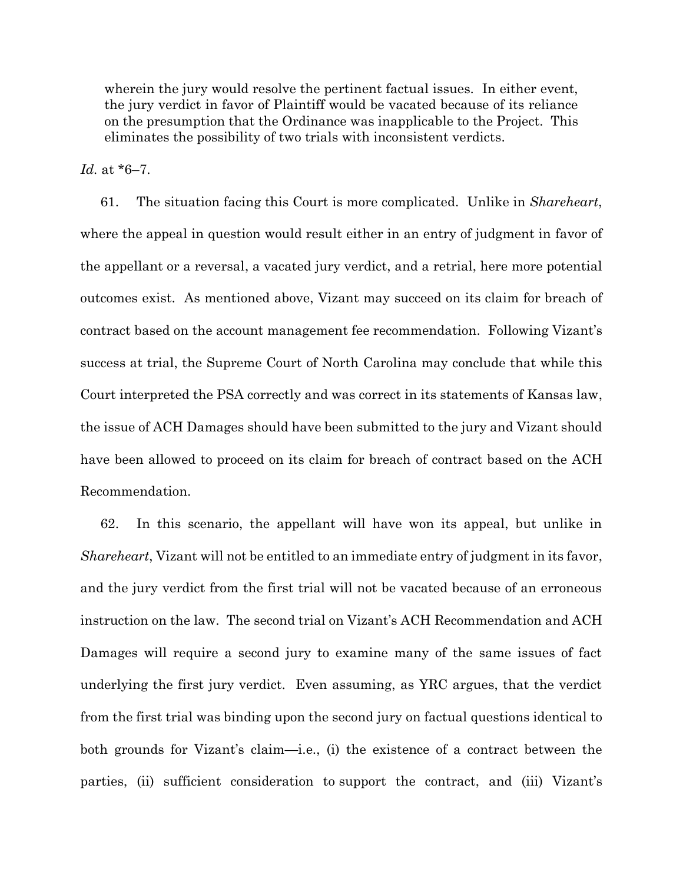> wherein the jury would resolve the pertinent factual issues. In either event, the jury verdict in favor of Plaintiff would be vacated because of its reliance on the presumption that the Ordinance was inapplicable to the Project. This eliminates the possibility of two trials with inconsistent verdicts.

*Id.* at *6–7.

61. The situation facing this Court is more complicated. Unlike in *Shareheart*, where the appeal in question would result either in an entry of judgment in favor of the appellant or a reversal, a vacated jury verdict, and a retrial, here more potential outcomes exist. As mentioned above, Vizant may succeed on its claim for breach of contract based on the account management fee recommendation. Following Vizant's success at trial, the Supreme Court of North Carolina may conclude that while this Court interpreted the PSA correctly and was correct in its statements of Kansas law, the issue of ACH Damages should have been submitted to the jury and Vizant should have been allowed to proceed on its claim for breach of contract based on the ACH Recommendation.

62. In this scenario, the appellant will have won its appeal, but unlike in *Shareheart*, Vizant will not be entitled to an immediate entry of judgment in its favor, and the jury verdict from the first trial will not be vacated because of an erroneous instruction on the law. The second trial on Vizant's ACH Recommendation and ACH Damages will require a second jury to examine many of the same issues of fact underlying the first jury verdict. Even assuming, as YRC argues, that the verdict from the first trial was binding upon the second jury on factual questions identical to both grounds for Vizant's claim—i.e., (i) the existence of a contract between the parties, (ii) sufficient consideration to support the contract, and (iii) Vizant's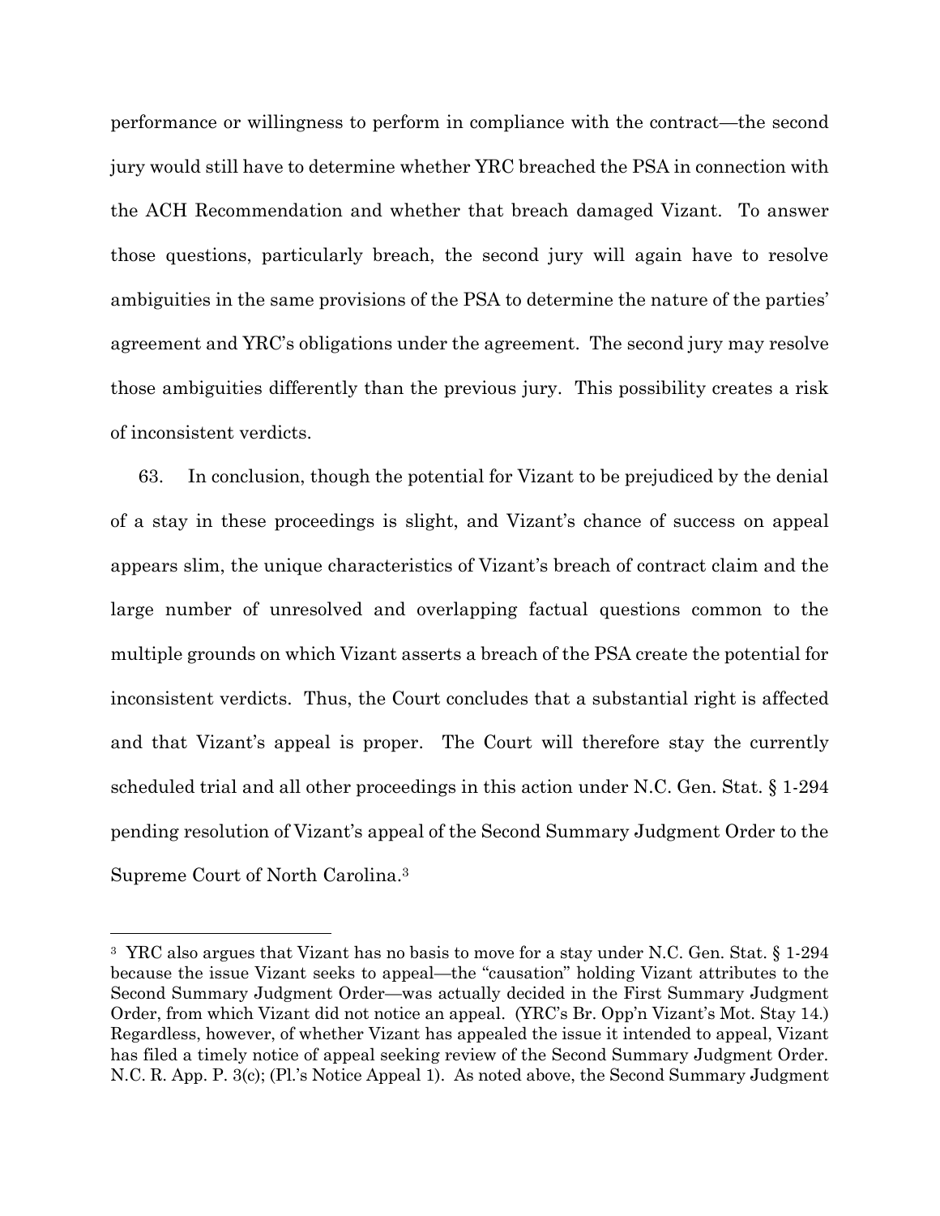performance or willingness to perform in compliance with the contract—the second jury would still have to determine whether YRC breached the PSA in connection with the ACH Recommendation and whether that breach damaged Vizant. To answer those questions, particularly breach, the second jury will again have to resolve ambiguities in the same provisions of the PSA to determine the nature of the parties' agreement and YRC's obligations under the agreement. The second jury may resolve those ambiguities differently than the previous jury. This possibility creates a risk of inconsistent verdicts.

63. In conclusion, though the potential for Vizant to be prejudiced by the denial of a stay in these proceedings is slight, and Vizant's chance of success on appeal appears slim, the unique characteristics of Vizant's breach of contract claim and the large number of unresolved and overlapping factual questions common to the multiple grounds on which Vizant asserts a breach of the PSA create the potential for inconsistent verdicts. Thus, the Court concludes that a substantial right is affected and that Vizant's appeal is proper. The Court will therefore stay the currently scheduled trial and all other proceedings in this action under N.C. Gen. Stat. § 1-294 pending resolution of Vizant's appeal of the Second Summary Judgment Order to the Supreme Court of North Carolina.[3]

---

[3] YRC also argues that Vizant has no basis to move for a stay under N.C. Gen. Stat. § 1-294 because the issue Vizant seeks to appeal—the "causation" holding Vizant attributes to the Second Summary Judgment Order—was actually decided in the First Summary Judgment Order, from which Vizant did not notice an appeal. (YRC's Br. Opp'n Vizant's Mot. Stay 14.) Regardless, however, of whether Vizant has appealed the issue it intended to appeal, Vizant has filed a timely notice of appeal seeking review of the Second Summary Judgment Order. N.C. R. App. P. 3(c); (Pl.'s Notice Appeal 1). As noted above, the Second Summary Judgment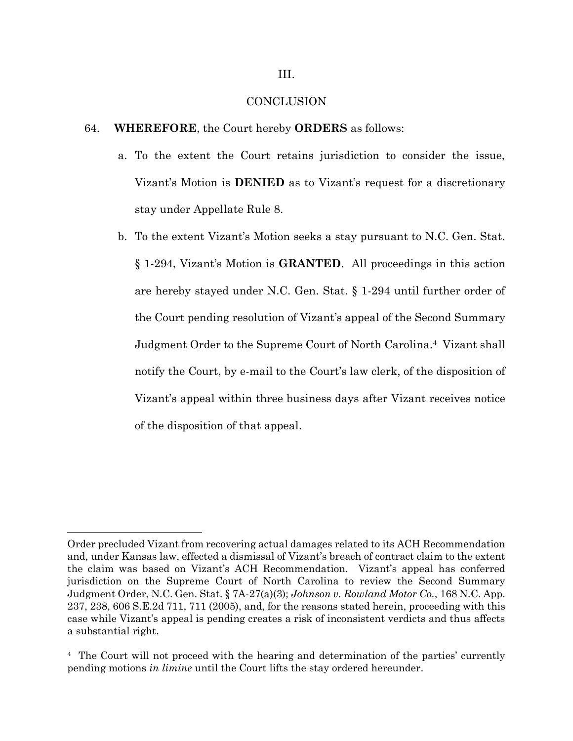## III.

## CONCLUSION

64. **WHEREFORE**, the Court hereby **ORDERS** as follows:

   a. To the extent the Court retains jurisdiction to consider the issue, Vizant's Motion is **DENIED** as to Vizant's request for a discretionary stay under Appellate Rule 8.

   b. To the extent Vizant's Motion seeks a stay pursuant to N.C. Gen. Stat. § 1-294, Vizant's Motion is **GRANTED**. All proceedings in this action are hereby stayed under N.C. Gen. Stat. § 1-294 until further order of the Court pending resolution of Vizant's appeal of the Second Summary Judgment Order to the Supreme Court of North Carolina.[4] Vizant shall notify the Court, by e-mail to the Court's law clerk, of the disposition of Vizant's appeal within three business days after Vizant receives notice of the disposition of that appeal.

---

Order precluded Vizant from recovering actual damages related to its ACH Recommendation and, under Kansas law, effected a dismissal of Vizant's breach of contract claim to the extent the claim was based on Vizant's ACH Recommendation. Vizant's appeal has conferred jurisdiction on the Supreme Court of North Carolina to review the Second Summary Judgment Order, N.C. Gen. Stat. § 7A-27(a)(3); *Johnson v. Rowland Motor Co.*, 168 N.C. App. 237, 238, 606 S.E.2d 711, 711 (2005), and, for the reasons stated herein, proceeding with this case while Vizant's appeal is pending creates a risk of inconsistent verdicts and thus affects a substantial right.

[4] The Court will not proceed with the hearing and determination of the parties' currently pending motions *in limine* until the Court lifts the stay ordered hereunder.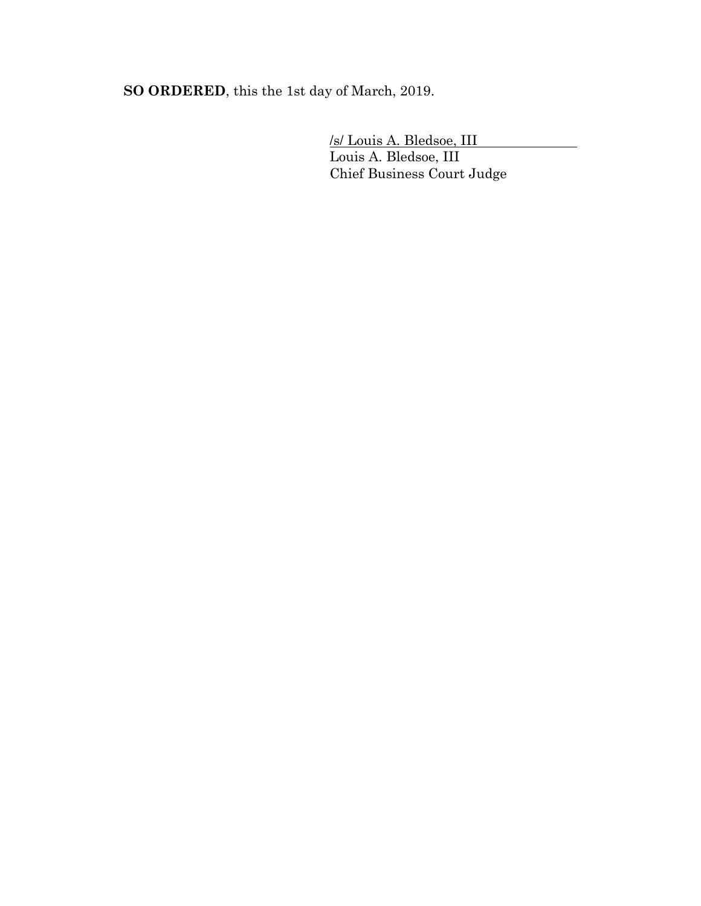**SO ORDERED**, this the 1st day of March, 2019.

/s/ Louis A. Bledsoe, III  
Louis A. Bledsoe, III  
Chief Business Court Judge